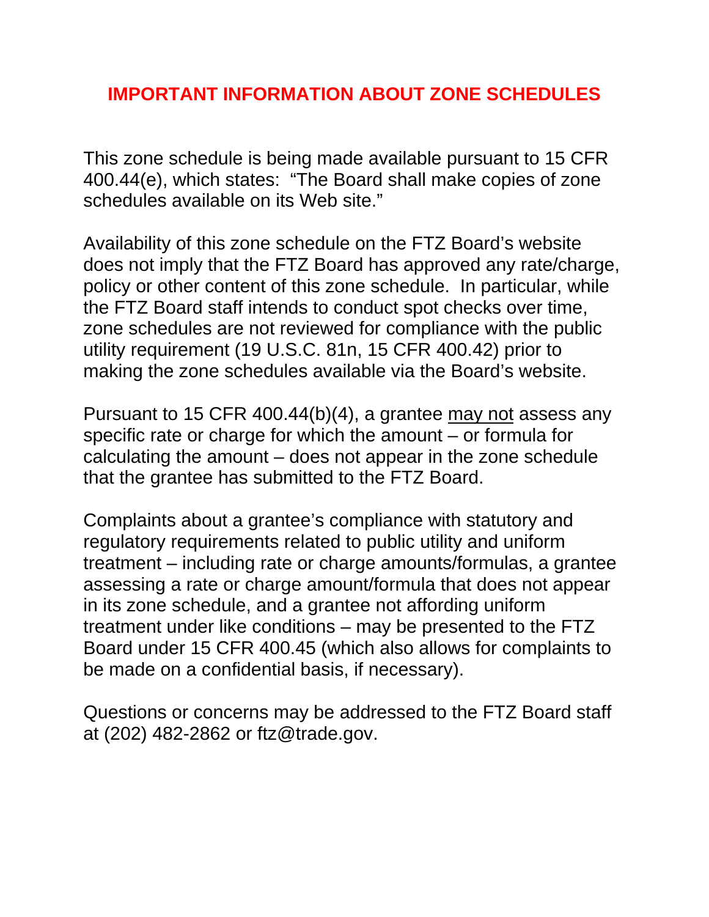# IMPORTANT INFORMATION ABOUT ZONE SCHEDULES

This zone schedule is being made available pursuant to 15 CFR 400.44(e), which states: "The Board shall make copies of zone schedules available on its Web site."

Availability of this zone schedule on the FTZ Board's website does not imply that the FTZ Board has approved any rate/charge, policy or other content of this zone schedule. In particular, while the FTZ Board staff intends to conduct spot checks over time, zone schedules are not reviewed for compliance with the public utility requirement (19 U.S.C. 81n, 15 CFR 400.42) prior to making the zone schedules available via the Board's website.

Pursuant to 15 CFR 400.44(b)(4), a grantee may not assess any specific rate or charge for which the amount – or formula for calculating the amount – does not appear in the zone schedule that the grantee has submitted to the FTZ Board.

Complaints about a grantee's compliance with statutory and regulatory requirements related to public utility and uniform treatment – including rate or charge amounts/formulas, a grantee assessing a rate or charge amount/formula that does not appear in its zone schedule, and a grantee not affording uniform treatment under like conditions – may be presented to the FTZ Board under 15 CFR 400.45 (which also allows for complaints to be made on a confidential basis, if necessary).

Questions or concerns may be addressed to the FTZ Board staff at (202) 482-2862 or ftz@trade.gov.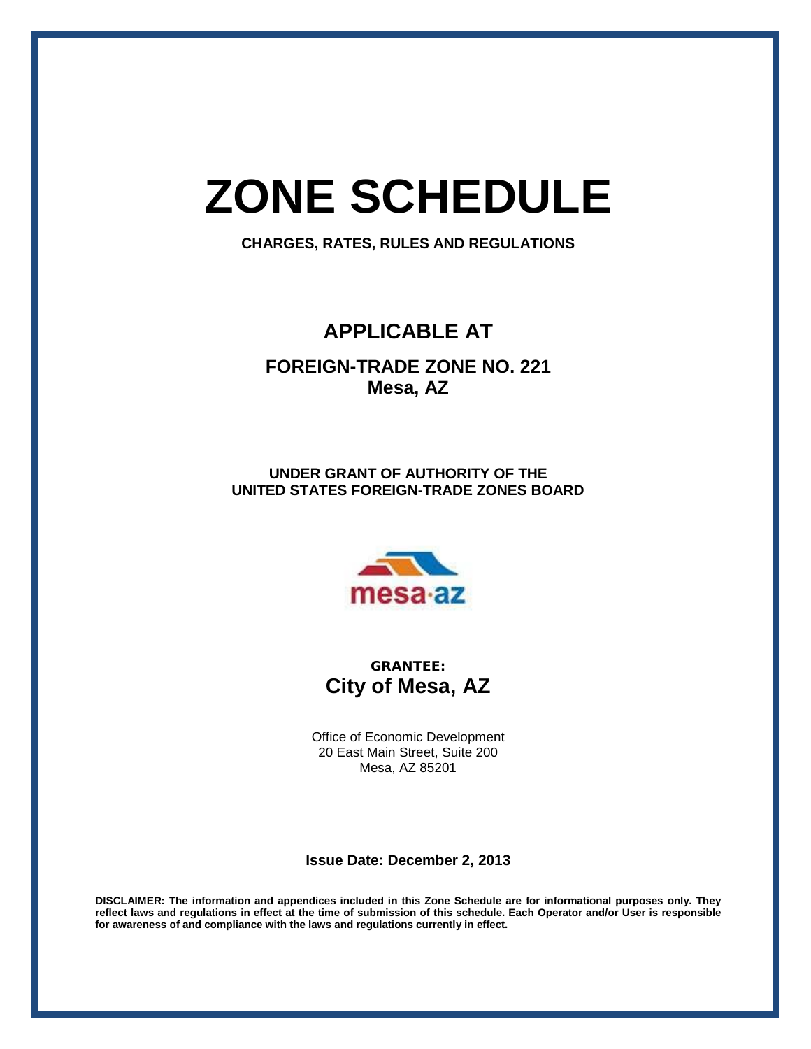# ZONE SCHEDULE

**CHARGES, RATES, RULES AND REGULATIONS**

## APPLICABLE AT

### FOREIGN-TRADE ZONE NO. 221
### Mesa, AZ

**UNDER GRANT OF AUTHORITY OF THE UNITED STATES FOREIGN-TRADE ZONES BOARD**

**GRANTEE:**

## City of Mesa, AZ

Office of Economic Development
20 East Main Street, Suite 200
Mesa, AZ 85201

**Issue Date: December 2, 2013**

**DISCLAIMER: The information and appendices included in this Zone Schedule are for informational purposes only. They reflect laws and regulations in effect at the time of submission of this schedule. Each Operator and/or User is responsible for awareness of and compliance with the laws and regulations currently in effect.**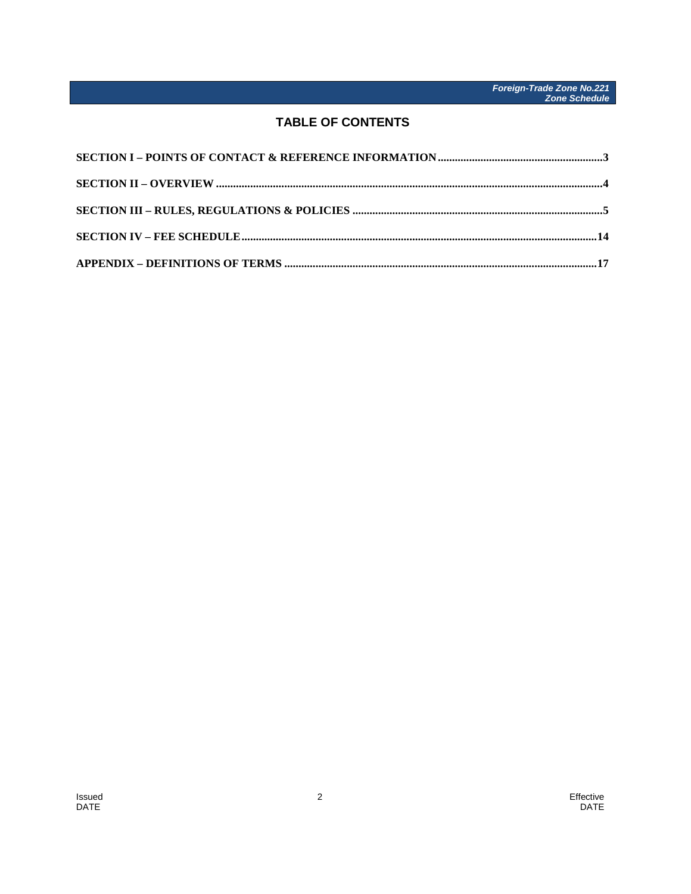# TABLE OF CONTENTS

**SECTION I – POINTS OF CONTACT & REFERENCE INFORMATION** ........................................................ **3**

**SECTION II – OVERVIEW** ........................................................................................................................ **4**

**SECTION III – RULES, REGULATIONS & POLICIES** .............................................................................. **5**

**SECTION IV – FEE SCHEDULE** ............................................................................................................. **14**

**APPENDIX – DEFINITIONS OF TERMS** ................................................................................................ **17**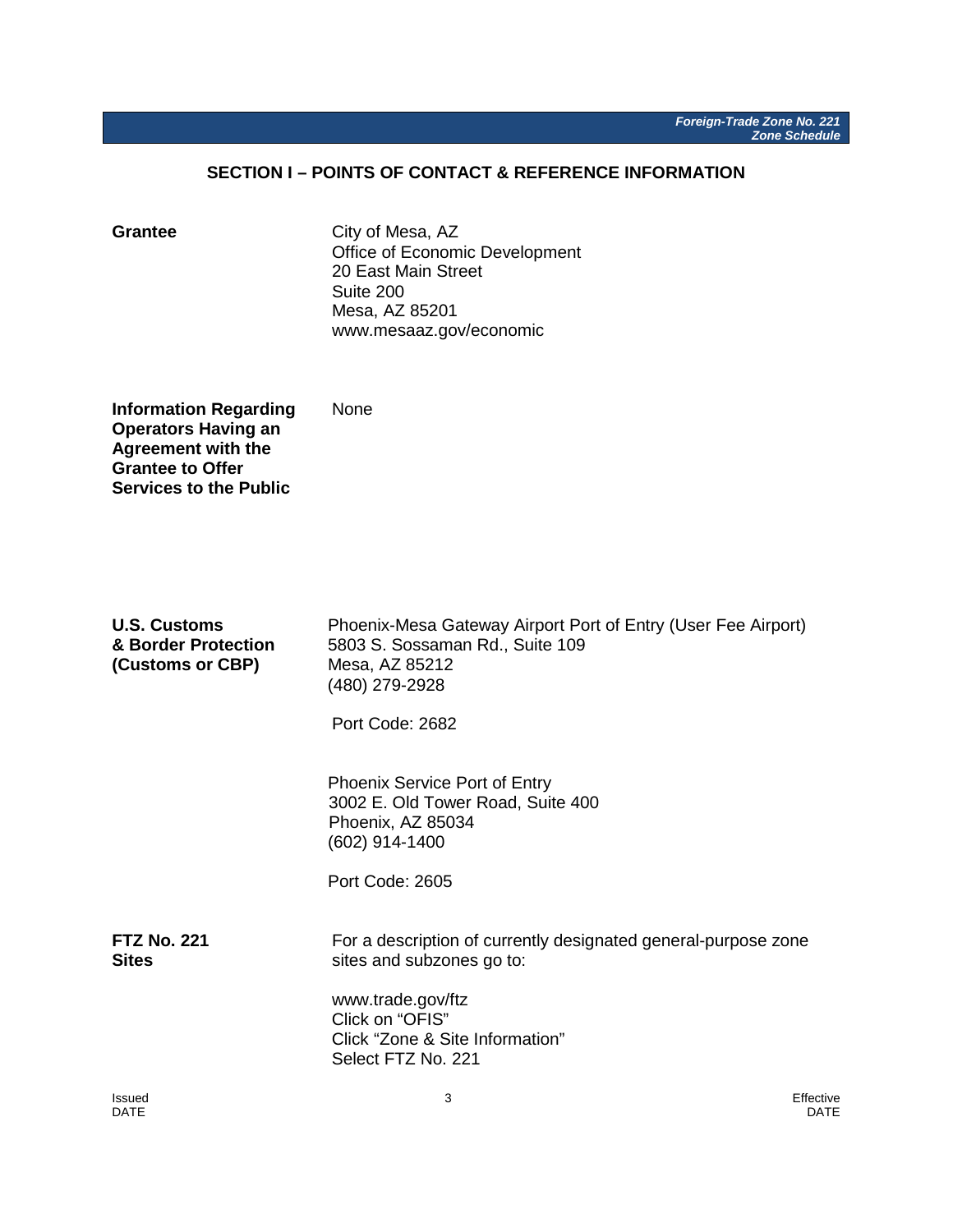## SECTION I – POINTS OF CONTACT & REFERENCE INFORMATION

**Grantee**

City of Mesa, AZ
Office of Economic Development
20 East Main Street
Suite 200
Mesa, AZ 85201
www.mesaaz.gov/economic

**Information Regarding Operators Having an Agreement with the Grantee to Offer Services to the Public**

None

**U.S. Customs & Border Protection (Customs or CBP)**

Phoenix-Mesa Gateway Airport Port of Entry (User Fee Airport)
5803 S. Sossaman Rd., Suite 109
Mesa, AZ 85212
(480) 279-2928

Port Code: 2682

Phoenix Service Port of Entry
3002 E. Old Tower Road, Suite 400
Phoenix, AZ 85034
(602) 914-1400

Port Code: 2605

**FTZ No. 221 Sites**

For a description of currently designated general-purpose zone sites and subzones go to:

www.trade.gov/ftz
Click on "OFIS"
Click "Zone & Site Information"
Select FTZ No. 221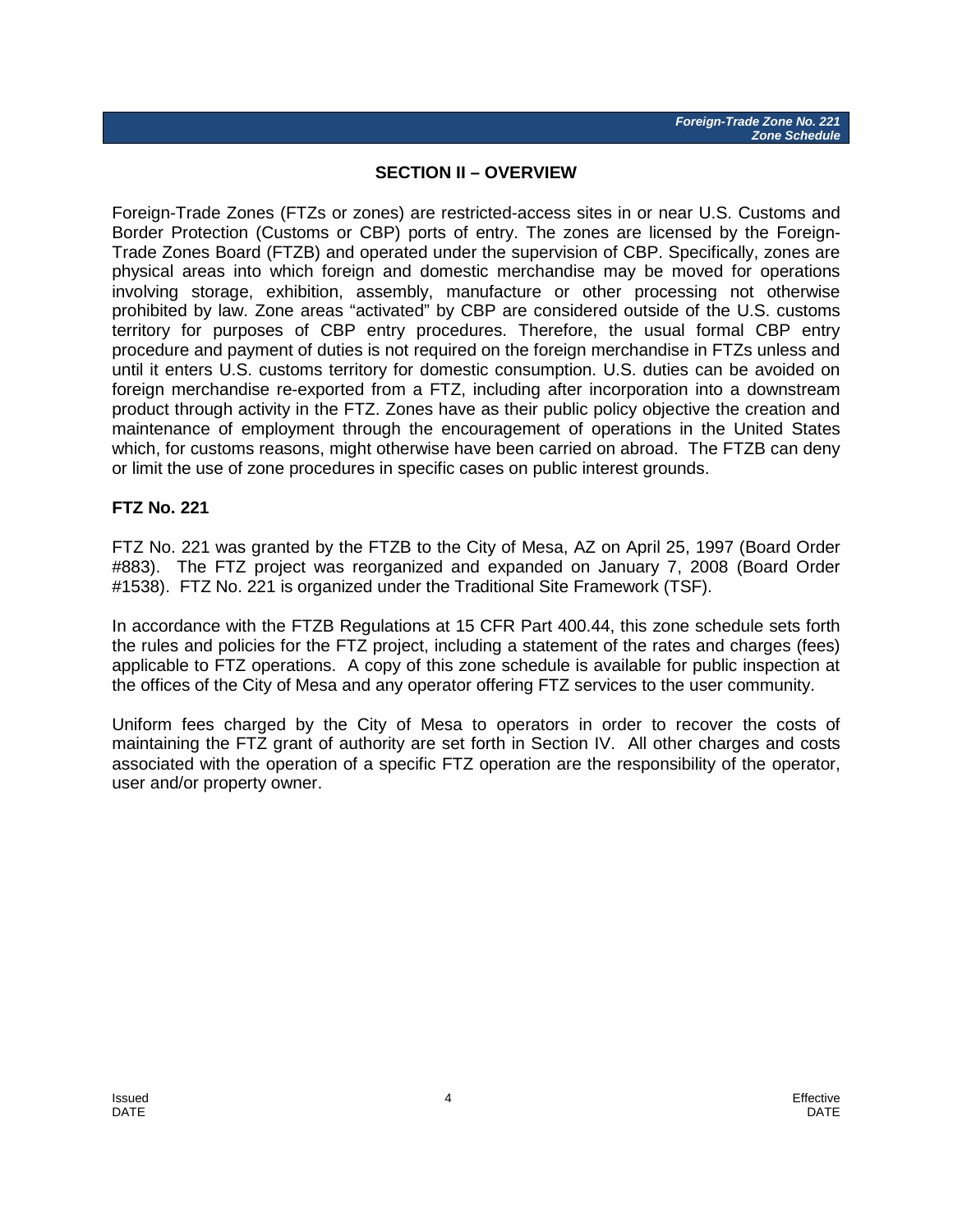## SECTION II – OVERVIEW

Foreign-Trade Zones (FTZs or zones) are restricted-access sites in or near U.S. Customs and Border Protection (Customs or CBP) ports of entry. The zones are licensed by the Foreign-Trade Zones Board (FTZB) and operated under the supervision of CBP. Specifically, zones are physical areas into which foreign and domestic merchandise may be moved for operations involving storage, exhibition, assembly, manufacture or other processing not otherwise prohibited by law. Zone areas "activated" by CBP are considered outside of the U.S. customs territory for purposes of CBP entry procedures. Therefore, the usual formal CBP entry procedure and payment of duties is not required on the foreign merchandise in FTZs unless and until it enters U.S. customs territory for domestic consumption. U.S. duties can be avoided on foreign merchandise re-exported from a FTZ, including after incorporation into a downstream product through activity in the FTZ. Zones have as their public policy objective the creation and maintenance of employment through the encouragement of operations in the United States which, for customs reasons, might otherwise have been carried on abroad. The FTZB can deny or limit the use of zone procedures in specific cases on public interest grounds.

### FTZ No. 221

FTZ No. 221 was granted by the FTZB to the City of Mesa, AZ on April 25, 1997 (Board Order #883). The FTZ project was reorganized and expanded on January 7, 2008 (Board Order #1538). FTZ No. 221 is organized under the Traditional Site Framework (TSF).

In accordance with the FTZB Regulations at 15 CFR Part 400.44, this zone schedule sets forth the rules and policies for the FTZ project, including a statement of the rates and charges (fees) applicable to FTZ operations. A copy of this zone schedule is available for public inspection at the offices of the City of Mesa and any operator offering FTZ services to the user community.

Uniform fees charged by the City of Mesa to operators in order to recover the costs of maintaining the FTZ grant of authority are set forth in Section IV. All other charges and costs associated with the operation of a specific FTZ operation are the responsibility of the operator, user and/or property owner.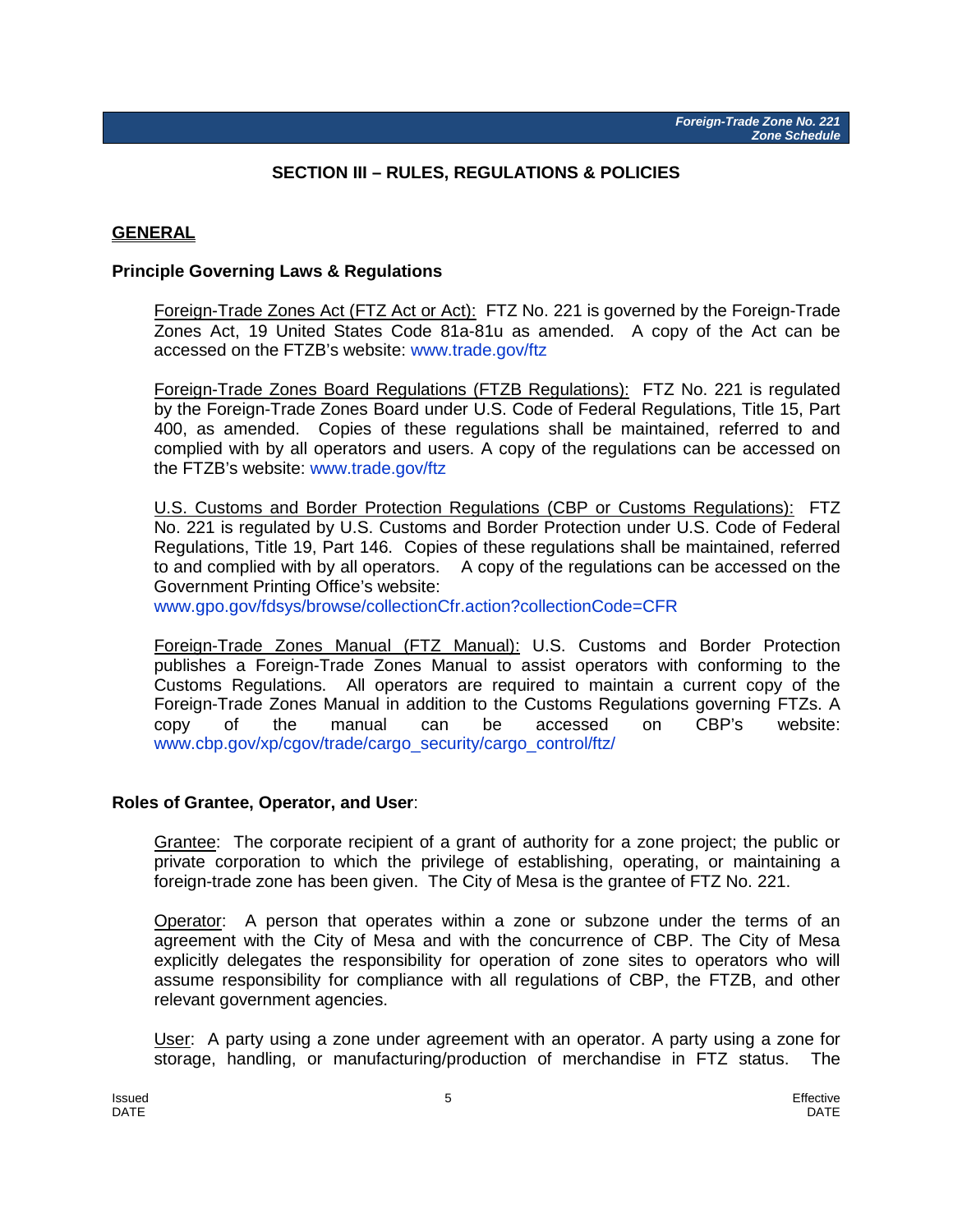## SECTION III – RULES, REGULATIONS & POLICIES

### GENERAL

#### Principle Governing Laws & Regulations

Foreign-Trade Zones Act (FTZ Act or Act): FTZ No. 221 is governed by the Foreign-Trade Zones Act, 19 United States Code 81a-81u as amended. A copy of the Act can be accessed on the FTZB's website: www.trade.gov/ftz

Foreign-Trade Zones Board Regulations (FTZB Regulations): FTZ No. 221 is regulated by the Foreign-Trade Zones Board under U.S. Code of Federal Regulations, Title 15, Part 400, as amended. Copies of these regulations shall be maintained, referred to and complied with by all operators and users. A copy of the regulations can be accessed on the FTZB's website: www.trade.gov/ftz

U.S. Customs and Border Protection Regulations (CBP or Customs Regulations): FTZ No. 221 is regulated by U.S. Customs and Border Protection under U.S. Code of Federal Regulations, Title 19, Part 146. Copies of these regulations shall be maintained, referred to and complied with by all operators. A copy of the regulations can be accessed on the Government Printing Office's website: www.gpo.gov/fdsys/browse/collectionCfr.action?collectionCode=CFR

Foreign-Trade Zones Manual (FTZ Manual): U.S. Customs and Border Protection publishes a Foreign-Trade Zones Manual to assist operators with conforming to the Customs Regulations. All operators are required to maintain a current copy of the Foreign-Trade Zones Manual in addition to the Customs Regulations governing FTZs. A copy of the manual can be accessed on CBP's website: www.cbp.gov/xp/cgov/trade/cargo_security/cargo_control/ftz/

#### Roles of Grantee, Operator, and User:

Grantee: The corporate recipient of a grant of authority for a zone project; the public or private corporation to which the privilege of establishing, operating, or maintaining a foreign-trade zone has been given. The City of Mesa is the grantee of FTZ No. 221.

Operator: A person that operates within a zone or subzone under the terms of an agreement with the City of Mesa and with the concurrence of CBP. The City of Mesa explicitly delegates the responsibility for operation of zone sites to operators who will assume responsibility for compliance with all regulations of CBP, the FTZB, and other relevant government agencies.

User: A party using a zone under agreement with an operator. A party using a zone for storage, handling, or manufacturing/production of merchandise in FTZ status. The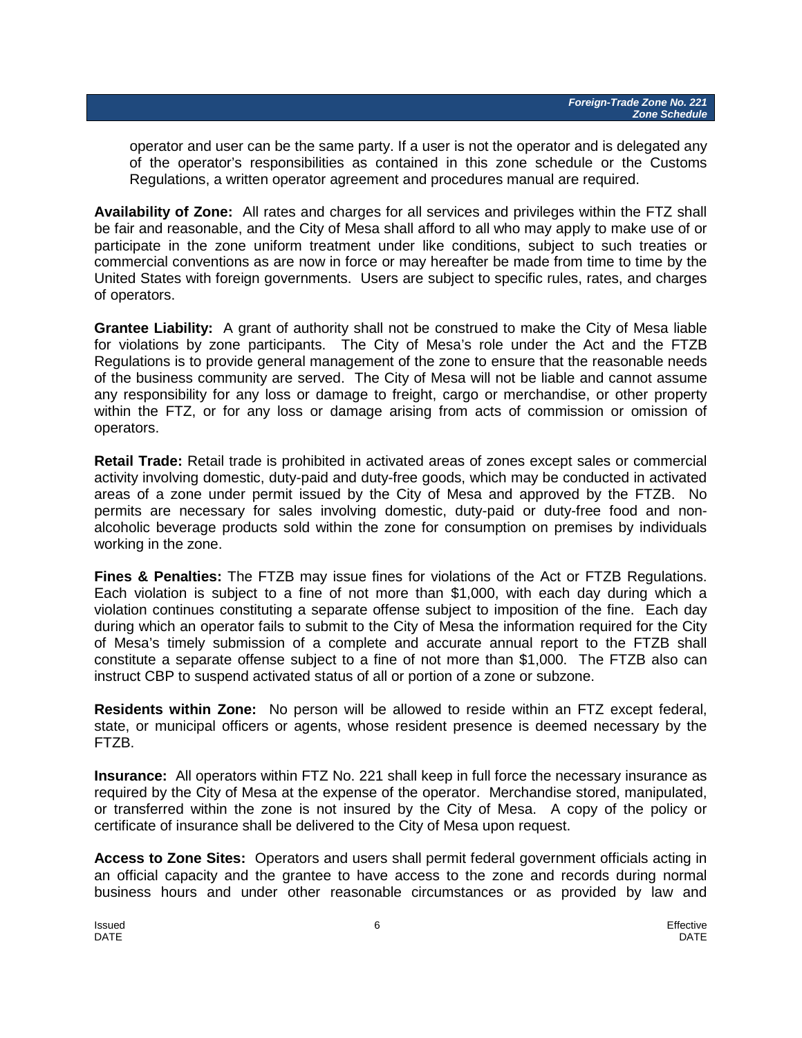operator and user can be the same party. If a user is not the operator and is delegated any of the operator's responsibilities as contained in this zone schedule or the Customs Regulations, a written operator agreement and procedures manual are required.

**Availability of Zone:** All rates and charges for all services and privileges within the FTZ shall be fair and reasonable, and the City of Mesa shall afford to all who may apply to make use of or participate in the zone uniform treatment under like conditions, subject to such treaties or commercial conventions as are now in force or may hereafter be made from time to time by the United States with foreign governments. Users are subject to specific rules, rates, and charges of operators.

**Grantee Liability:** A grant of authority shall not be construed to make the City of Mesa liable for violations by zone participants. The City of Mesa's role under the Act and the FTZB Regulations is to provide general management of the zone to ensure that the reasonable needs of the business community are served. The City of Mesa will not be liable and cannot assume any responsibility for any loss or damage to freight, cargo or merchandise, or other property within the FTZ, or for any loss or damage arising from acts of commission or omission of operators.

**Retail Trade:** Retail trade is prohibited in activated areas of zones except sales or commercial activity involving domestic, duty-paid and duty-free goods, which may be conducted in activated areas of a zone under permit issued by the City of Mesa and approved by the FTZB. No permits are necessary for sales involving domestic, duty-paid or duty-free food and non-alcoholic beverage products sold within the zone for consumption on premises by individuals working in the zone.

**Fines & Penalties:** The FTZB may issue fines for violations of the Act or FTZB Regulations. Each violation is subject to a fine of not more than $1,000, with each day during which a violation continues constituting a separate offense subject to imposition of the fine. Each day during which an operator fails to submit to the City of Mesa the information required for the City of Mesa's timely submission of a complete and accurate annual report to the FTZB shall constitute a separate offense subject to a fine of not more than $1,000. The FTZB also can instruct CBP to suspend activated status of all or portion of a zone or subzone.

**Residents within Zone:** No person will be allowed to reside within an FTZ except federal, state, or municipal officers or agents, whose resident presence is deemed necessary by the FTZB.

**Insurance:** All operators within FTZ No. 221 shall keep in full force the necessary insurance as required by the City of Mesa at the expense of the operator. Merchandise stored, manipulated, or transferred within the zone is not insured by the City of Mesa. A copy of the policy or certificate of insurance shall be delivered to the City of Mesa upon request.

**Access to Zone Sites:** Operators and users shall permit federal government officials acting in an official capacity and the grantee to have access to the zone and records during normal business hours and under other reasonable circumstances or as provided by law and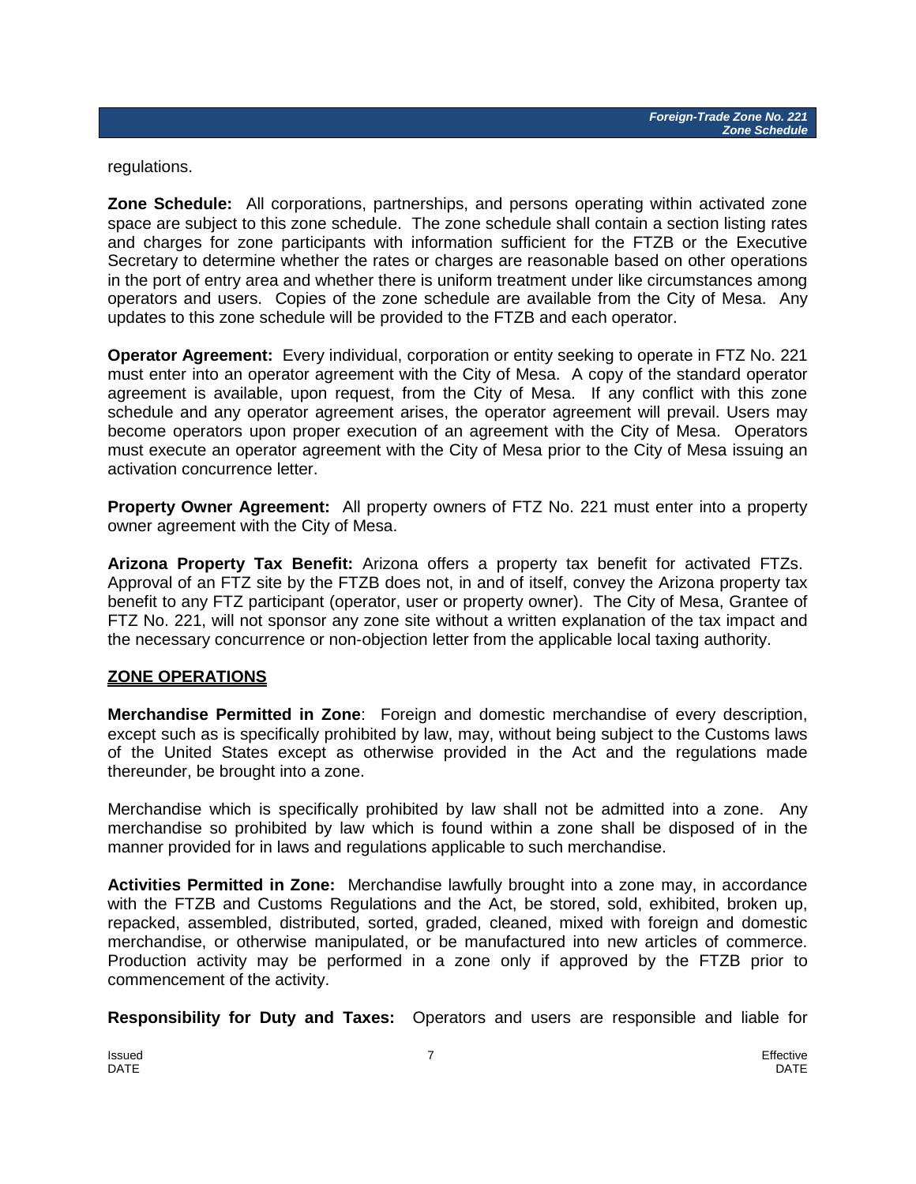regulations.

**Zone Schedule:** All corporations, partnerships, and persons operating within activated zone space are subject to this zone schedule. The zone schedule shall contain a section listing rates and charges for zone participants with information sufficient for the FTZB or the Executive Secretary to determine whether the rates or charges are reasonable based on other operations in the port of entry area and whether there is uniform treatment under like circumstances among operators and users. Copies of the zone schedule are available from the City of Mesa. Any updates to this zone schedule will be provided to the FTZB and each operator.

**Operator Agreement:** Every individual, corporation or entity seeking to operate in FTZ No. 221 must enter into an operator agreement with the City of Mesa. A copy of the standard operator agreement is available, upon request, from the City of Mesa. If any conflict with this zone schedule and any operator agreement arises, the operator agreement will prevail. Users may become operators upon proper execution of an agreement with the City of Mesa. Operators must execute an operator agreement with the City of Mesa prior to the City of Mesa issuing an activation concurrence letter.

**Property Owner Agreement:** All property owners of FTZ No. 221 must enter into a property owner agreement with the City of Mesa.

**Arizona Property Tax Benefit:** Arizona offers a property tax benefit for activated FTZs. Approval of an FTZ site by the FTZB does not, in and of itself, convey the Arizona property tax benefit to any FTZ participant (operator, user or property owner). The City of Mesa, Grantee of FTZ No. 221, will not sponsor any zone site without a written explanation of the tax impact and the necessary concurrence or non-objection letter from the applicable local taxing authority.

## ZONE OPERATIONS

**Merchandise Permitted in Zone**: Foreign and domestic merchandise of every description, except such as is specifically prohibited by law, may, without being subject to the Customs laws of the United States except as otherwise provided in the Act and the regulations made thereunder, be brought into a zone.

Merchandise which is specifically prohibited by law shall not be admitted into a zone. Any merchandise so prohibited by law which is found within a zone shall be disposed of in the manner provided for in laws and regulations applicable to such merchandise.

**Activities Permitted in Zone:** Merchandise lawfully brought into a zone may, in accordance with the FTZB and Customs Regulations and the Act, be stored, sold, exhibited, broken up, repacked, assembled, distributed, sorted, graded, cleaned, mixed with foreign and domestic merchandise, or otherwise manipulated, or be manufactured into new articles of commerce. Production activity may be performed in a zone only if approved by the FTZB prior to commencement of the activity.

**Responsibility for Duty and Taxes:** Operators and users are responsible and liable for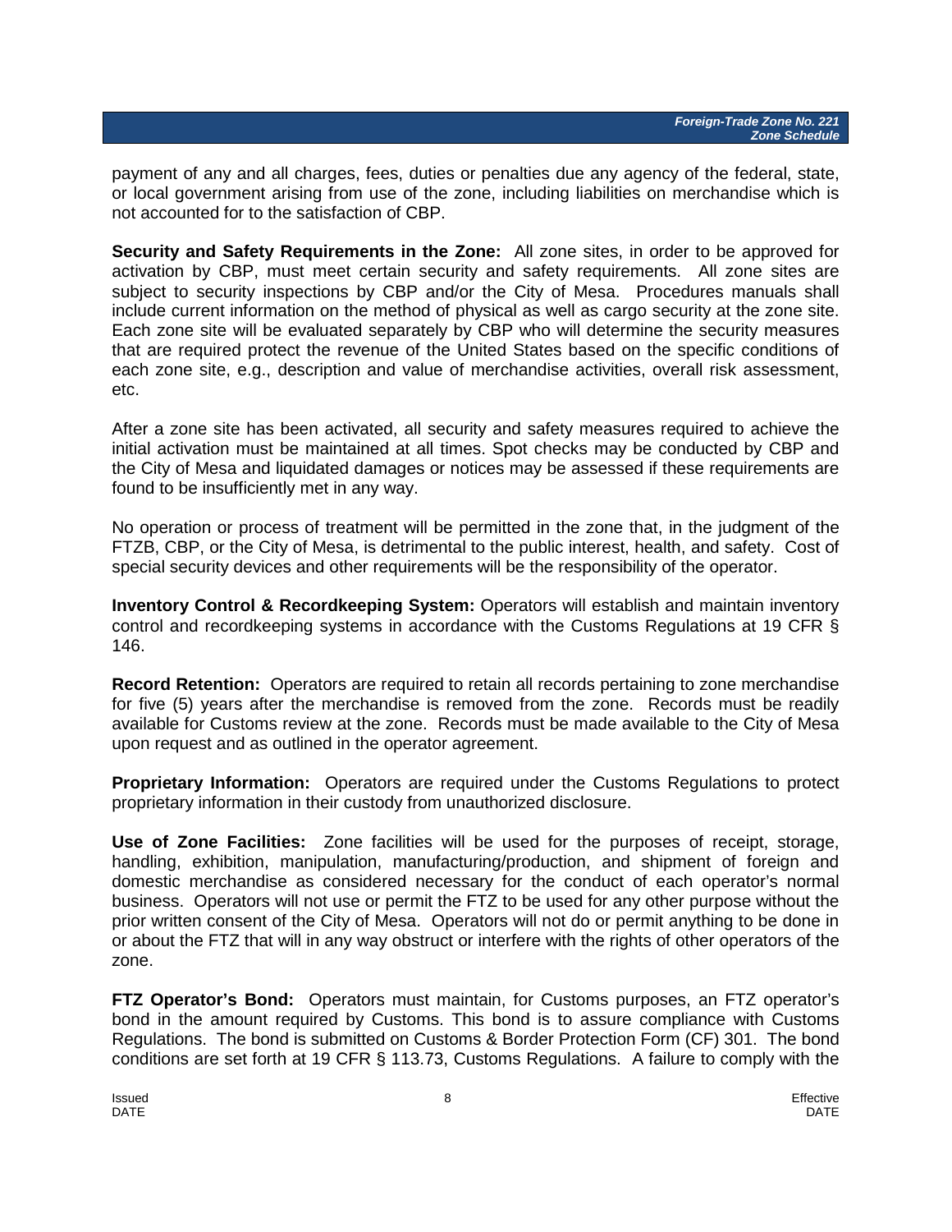payment of any and all charges, fees, duties or penalties due any agency of the federal, state, or local government arising from use of the zone, including liabilities on merchandise which is not accounted for to the satisfaction of CBP.

**Security and Safety Requirements in the Zone:** All zone sites, in order to be approved for activation by CBP, must meet certain security and safety requirements. All zone sites are subject to security inspections by CBP and/or the City of Mesa. Procedures manuals shall include current information on the method of physical as well as cargo security at the zone site. Each zone site will be evaluated separately by CBP who will determine the security measures that are required protect the revenue of the United States based on the specific conditions of each zone site, e.g., description and value of merchandise activities, overall risk assessment, etc.

After a zone site has been activated, all security and safety measures required to achieve the initial activation must be maintained at all times. Spot checks may be conducted by CBP and the City of Mesa and liquidated damages or notices may be assessed if these requirements are found to be insufficiently met in any way.

No operation or process of treatment will be permitted in the zone that, in the judgment of the FTZB, CBP, or the City of Mesa, is detrimental to the public interest, health, and safety. Cost of special security devices and other requirements will be the responsibility of the operator.

**Inventory Control & Recordkeeping System:** Operators will establish and maintain inventory control and recordkeeping systems in accordance with the Customs Regulations at 19 CFR § 146.

**Record Retention:** Operators are required to retain all records pertaining to zone merchandise for five (5) years after the merchandise is removed from the zone. Records must be readily available for Customs review at the zone. Records must be made available to the City of Mesa upon request and as outlined in the operator agreement.

**Proprietary Information:** Operators are required under the Customs Regulations to protect proprietary information in their custody from unauthorized disclosure.

**Use of Zone Facilities:** Zone facilities will be used for the purposes of receipt, storage, handling, exhibition, manipulation, manufacturing/production, and shipment of foreign and domestic merchandise as considered necessary for the conduct of each operator's normal business. Operators will not use or permit the FTZ to be used for any other purpose without the prior written consent of the City of Mesa. Operators will not do or permit anything to be done in or about the FTZ that will in any way obstruct or interfere with the rights of other operators of the zone.

**FTZ Operator's Bond:** Operators must maintain, for Customs purposes, an FTZ operator's bond in the amount required by Customs. This bond is to assure compliance with Customs Regulations. The bond is submitted on Customs & Border Protection Form (CF) 301. The bond conditions are set forth at 19 CFR § 113.73, Customs Regulations. A failure to comply with the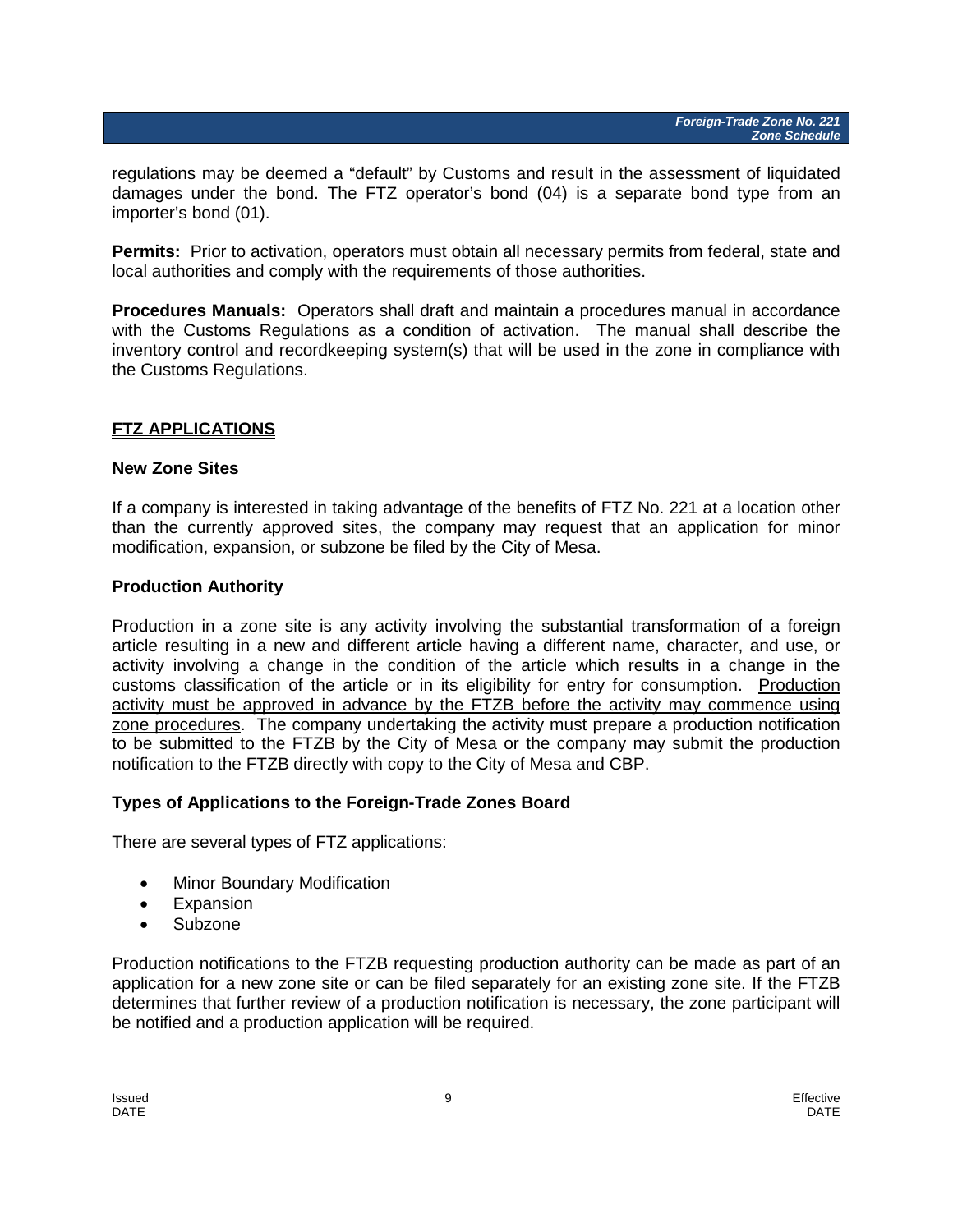regulations may be deemed a "default" by Customs and result in the assessment of liquidated damages under the bond. The FTZ operator's bond (04) is a separate bond type from an importer's bond (01).

**Permits:** Prior to activation, operators must obtain all necessary permits from federal, state and local authorities and comply with the requirements of those authorities.

**Procedures Manuals:** Operators shall draft and maintain a procedures manual in accordance with the Customs Regulations as a condition of activation. The manual shall describe the inventory control and recordkeeping system(s) that will be used in the zone in compliance with the Customs Regulations.

## FTZ APPLICATIONS

### New Zone Sites

If a company is interested in taking advantage of the benefits of FTZ No. 221 at a location other than the currently approved sites, the company may request that an application for minor modification, expansion, or subzone be filed by the City of Mesa.

### Production Authority

Production in a zone site is any activity involving the substantial transformation of a foreign article resulting in a new and different article having a different name, character, and use, or activity involving a change in the condition of the article which results in a change in the customs classification of the article or in its eligibility for entry for consumption. Production activity must be approved in advance by the FTZB before the activity may commence using zone procedures. The company undertaking the activity must prepare a production notification to be submitted to the FTZB by the City of Mesa or the company may submit the production notification to the FTZB directly with copy to the City of Mesa and CBP.

### Types of Applications to the Foreign-Trade Zones Board

There are several types of FTZ applications:

- Minor Boundary Modification
- Expansion
- Subzone

Production notifications to the FTZB requesting production authority can be made as part of an application for a new zone site or can be filed separately for an existing zone site. If the FTZB determines that further review of a production notification is necessary, the zone participant will be notified and a production application will be required.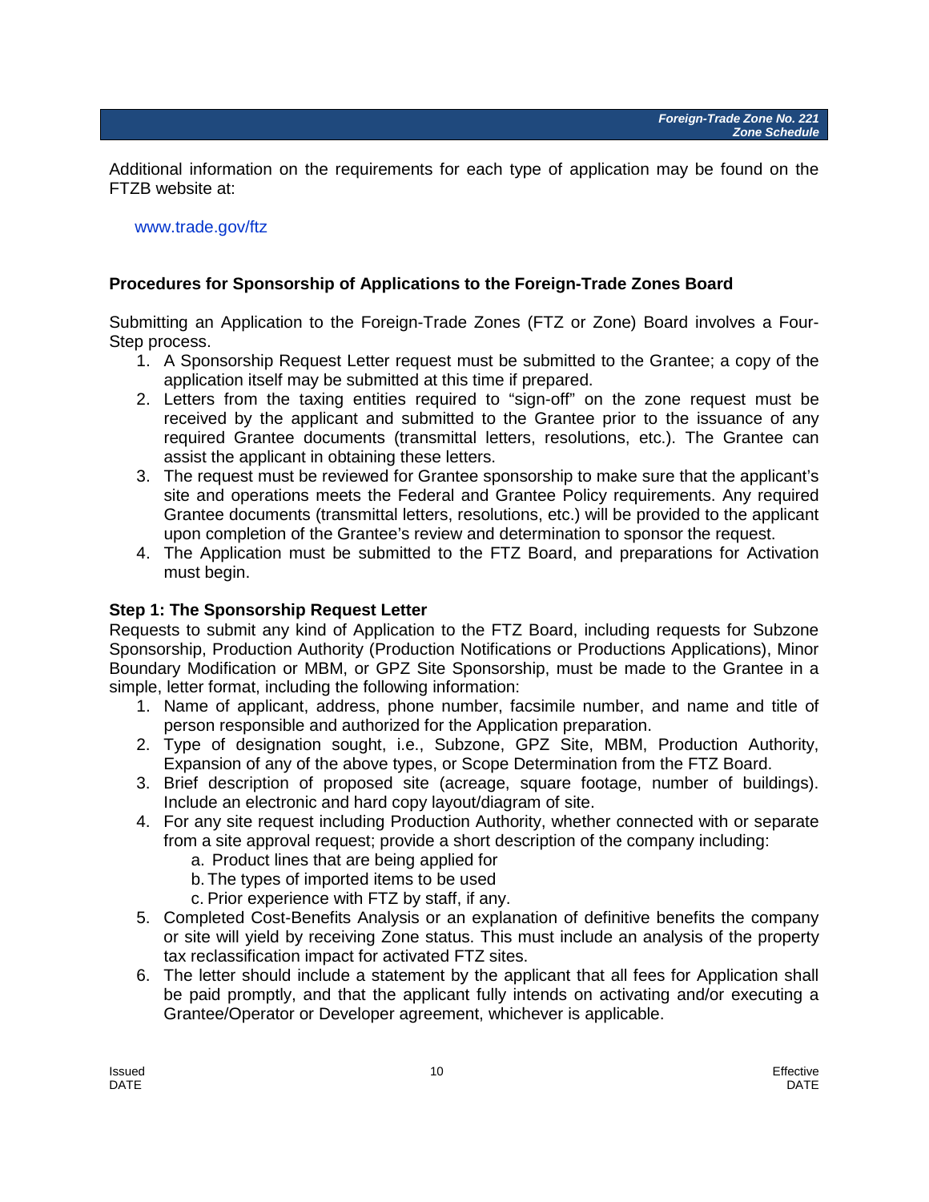Additional information on the requirements for each type of application may be found on the FTZB website at:

www.trade.gov/ftz

### Procedures for Sponsorship of Applications to the Foreign-Trade Zones Board

Submitting an Application to the Foreign-Trade Zones (FTZ or Zone) Board involves a Four-Step process.

1. A Sponsorship Request Letter request must be submitted to the Grantee; a copy of the application itself may be submitted at this time if prepared.
2. Letters from the taxing entities required to "sign-off" on the zone request must be received by the applicant and submitted to the Grantee prior to the issuance of any required Grantee documents (transmittal letters, resolutions, etc.). The Grantee can assist the applicant in obtaining these letters.
3. The request must be reviewed for Grantee sponsorship to make sure that the applicant's site and operations meets the Federal and Grantee Policy requirements. Any required Grantee documents (transmittal letters, resolutions, etc.) will be provided to the applicant upon completion of the Grantee's review and determination to sponsor the request.
4. The Application must be submitted to the FTZ Board, and preparations for Activation must begin.

#### Step 1: The Sponsorship Request Letter

Requests to submit any kind of Application to the FTZ Board, including requests for Subzone Sponsorship, Production Authority (Production Notifications or Productions Applications), Minor Boundary Modification or MBM, or GPZ Site Sponsorship, must be made to the Grantee in a simple, letter format, including the following information:

1. Name of applicant, address, phone number, facsimile number, and name and title of person responsible and authorized for the Application preparation.
2. Type of designation sought, i.e., Subzone, GPZ Site, MBM, Production Authority, Expansion of any of the above types, or Scope Determination from the FTZ Board.
3. Brief description of proposed site (acreage, square footage, number of buildings). Include an electronic and hard copy layout/diagram of site.
4. For any site request including Production Authority, whether connected with or separate from a site approval request; provide a short description of the company including:
   a. Product lines that are being applied for
   b. The types of imported items to be used
   c. Prior experience with FTZ by staff, if any.
5. Completed Cost-Benefits Analysis or an explanation of definitive benefits the company or site will yield by receiving Zone status. This must include an analysis of the property tax reclassification impact for activated FTZ sites.
6. The letter should include a statement by the applicant that all fees for Application shall be paid promptly, and that the applicant fully intends on activating and/or executing a Grantee/Operator or Developer agreement, whichever is applicable.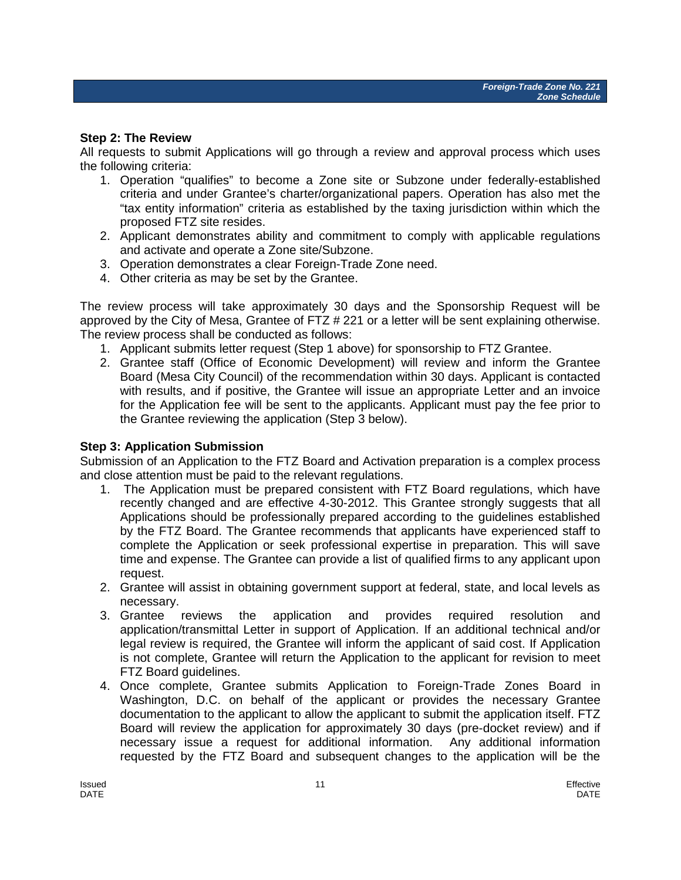### Step 2: The Review

All requests to submit Applications will go through a review and approval process which uses the following criteria:

1. Operation "qualifies" to become a Zone site or Subzone under federally-established criteria and under Grantee's charter/organizational papers. Operation has also met the "tax entity information" criteria as established by the taxing jurisdiction within which the proposed FTZ site resides.
2. Applicant demonstrates ability and commitment to comply with applicable regulations and activate and operate a Zone site/Subzone.
3. Operation demonstrates a clear Foreign-Trade Zone need.
4. Other criteria as may be set by the Grantee.

The review process will take approximately 30 days and the Sponsorship Request will be approved by the City of Mesa, Grantee of FTZ # 221 or a letter will be sent explaining otherwise. The review process shall be conducted as follows:

1. Applicant submits letter request (Step 1 above) for sponsorship to FTZ Grantee.
2. Grantee staff (Office of Economic Development) will review and inform the Grantee Board (Mesa City Council) of the recommendation within 30 days. Applicant is contacted with results, and if positive, the Grantee will issue an appropriate Letter and an invoice for the Application fee will be sent to the applicants. Applicant must pay the fee prior to the Grantee reviewing the application (Step 3 below).

### Step 3: Application Submission

Submission of an Application to the FTZ Board and Activation preparation is a complex process and close attention must be paid to the relevant regulations.

1. The Application must be prepared consistent with FTZ Board regulations, which have recently changed and are effective 4-30-2012. This Grantee strongly suggests that all Applications should be professionally prepared according to the guidelines established by the FTZ Board. The Grantee recommends that applicants have experienced staff to complete the Application or seek professional expertise in preparation. This will save time and expense. The Grantee can provide a list of qualified firms to any applicant upon request.
2. Grantee will assist in obtaining government support at federal, state, and local levels as necessary.
3. Grantee reviews the application and provides required resolution and application/transmittal Letter in support of Application. If an additional technical and/or legal review is required, the Grantee will inform the applicant of said cost. If Application is not complete, Grantee will return the Application to the applicant for revision to meet FTZ Board guidelines.
4. Once complete, Grantee submits Application to Foreign-Trade Zones Board in Washington, D.C. on behalf of the applicant or provides the necessary Grantee documentation to the applicant to allow the applicant to submit the application itself. FTZ Board will review the application for approximately 30 days (pre-docket review) and if necessary issue a request for additional information. Any additional information requested by the FTZ Board and subsequent changes to the application will be the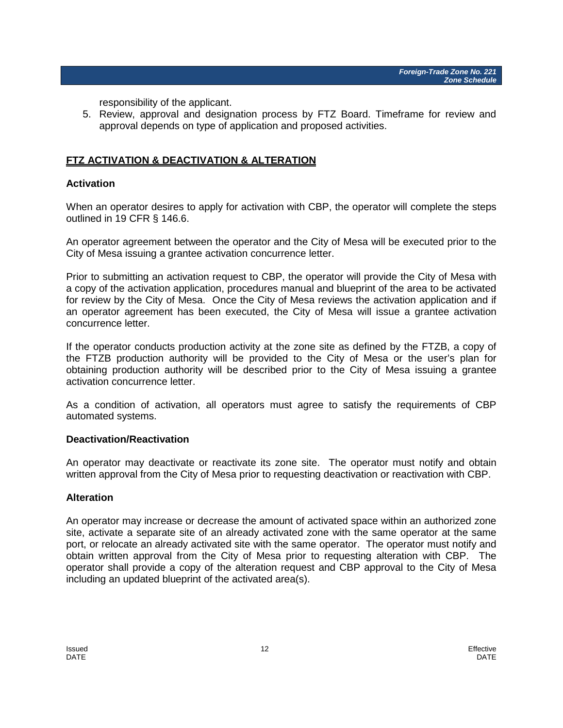responsibility of the applicant.

5. Review, approval and designation process by FTZ Board. Timeframe for review and approval depends on type of application and proposed activities.

## **FTZ ACTIVATION & DEACTIVATION & ALTERATION**

### Activation

When an operator desires to apply for activation with CBP, the operator will complete the steps outlined in 19 CFR § 146.6.

An operator agreement between the operator and the City of Mesa will be executed prior to the City of Mesa issuing a grantee activation concurrence letter.

Prior to submitting an activation request to CBP, the operator will provide the City of Mesa with a copy of the activation application, procedures manual and blueprint of the area to be activated for review by the City of Mesa. Once the City of Mesa reviews the activation application and if an operator agreement has been executed, the City of Mesa will issue a grantee activation concurrence letter.

If the operator conducts production activity at the zone site as defined by the FTZB, a copy of the FTZB production authority will be provided to the City of Mesa or the user's plan for obtaining production authority will be described prior to the City of Mesa issuing a grantee activation concurrence letter.

As a condition of activation, all operators must agree to satisfy the requirements of CBP automated systems.

### Deactivation/Reactivation

An operator may deactivate or reactivate its zone site. The operator must notify and obtain written approval from the City of Mesa prior to requesting deactivation or reactivation with CBP.

### Alteration

An operator may increase or decrease the amount of activated space within an authorized zone site, activate a separate site of an already activated zone with the same operator at the same port, or relocate an already activated site with the same operator. The operator must notify and obtain written approval from the City of Mesa prior to requesting alteration with CBP. The operator shall provide a copy of the alteration request and CBP approval to the City of Mesa including an updated blueprint of the activated area(s).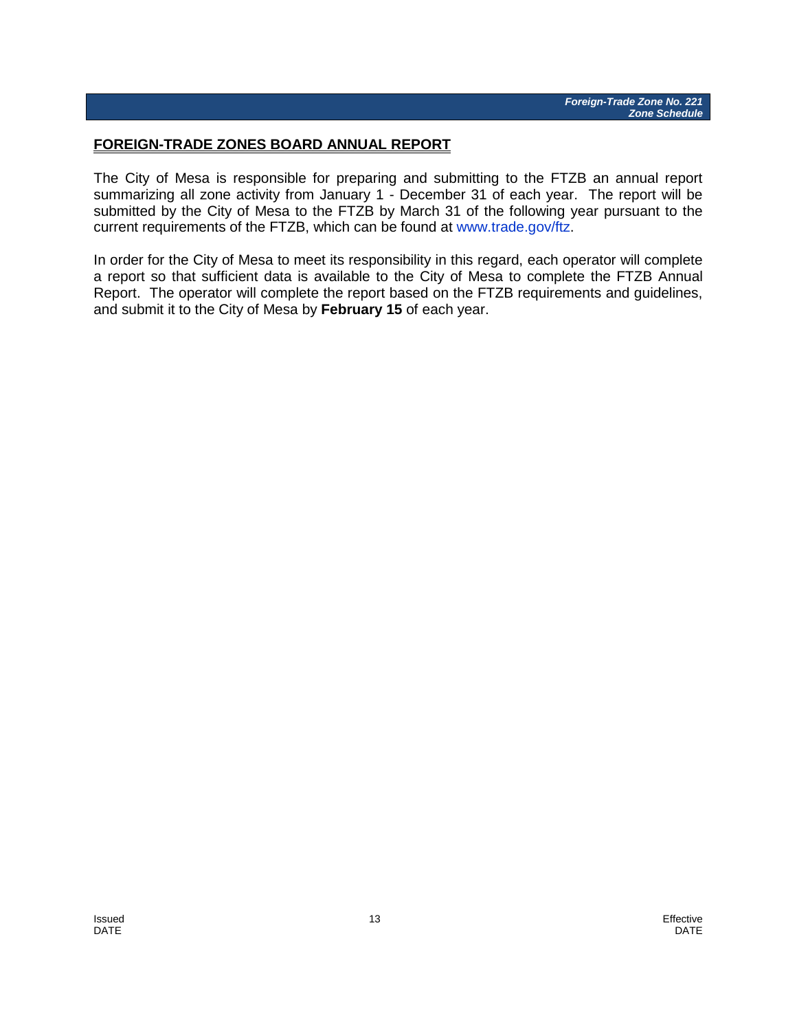## FOREIGN-TRADE ZONES BOARD ANNUAL REPORT

The City of Mesa is responsible for preparing and submitting to the FTZB an annual report summarizing all zone activity from January 1 - December 31 of each year. The report will be submitted by the City of Mesa to the FTZB by March 31 of the following year pursuant to the current requirements of the FTZB, which can be found at www.trade.gov/ftz.

In order for the City of Mesa to meet its responsibility in this regard, each operator will complete a report so that sufficient data is available to the City of Mesa to complete the FTZB Annual Report. The operator will complete the report based on the FTZB requirements and guidelines, and submit it to the City of Mesa by **February 15** of each year.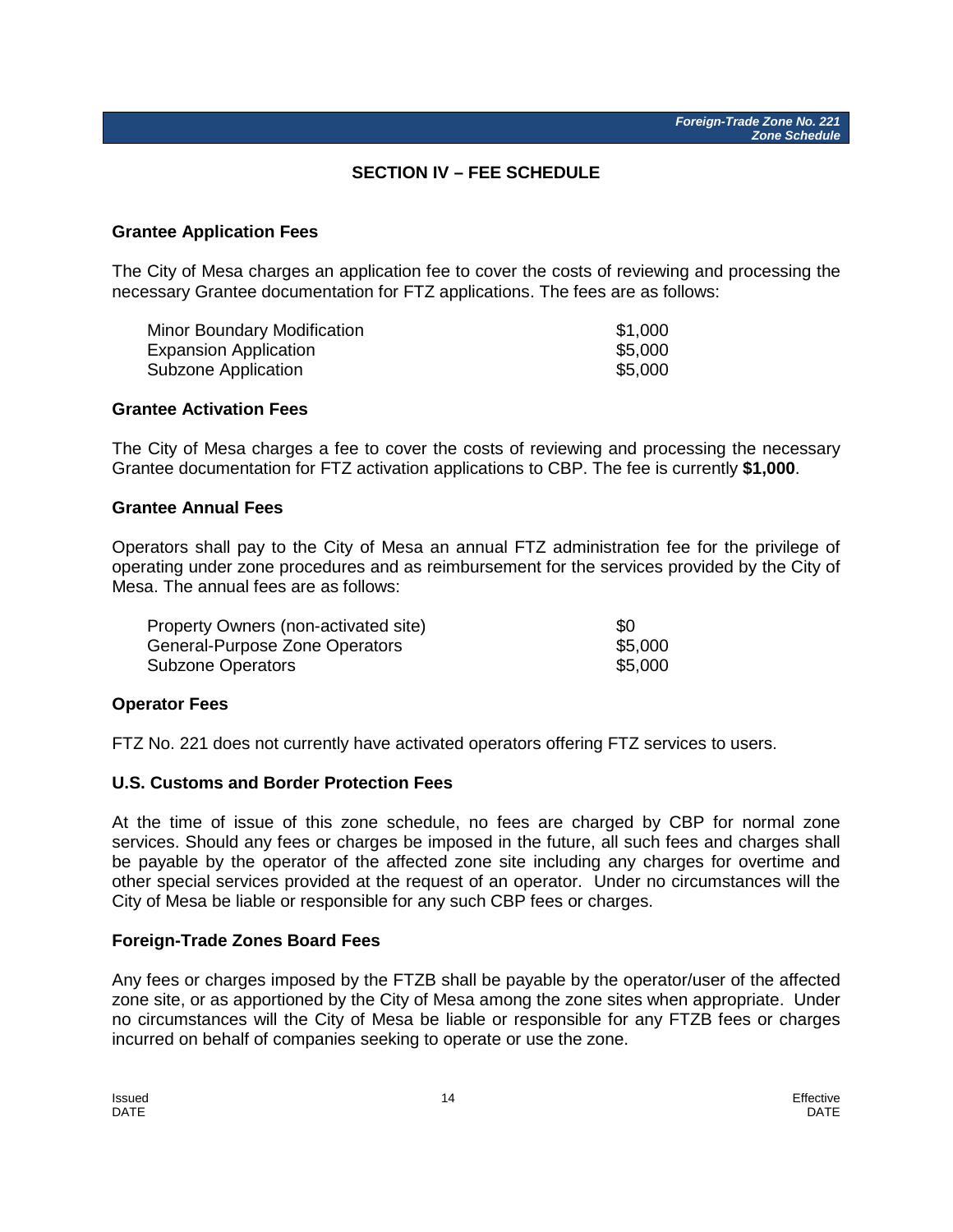## SECTION IV – FEE SCHEDULE

### Grantee Application Fees

The City of Mesa charges an application fee to cover the costs of reviewing and processing the necessary Grantee documentation for FTZ applications. The fees are as follows:

| | |
|---|---|
| Minor Boundary Modification | $1,000 |
| Expansion Application | $5,000 |
| Subzone Application | $5,000 |

### Grantee Activation Fees

The City of Mesa charges a fee to cover the costs of reviewing and processing the necessary Grantee documentation for FTZ activation applications to CBP. The fee is currently **$1,000**.

### Grantee Annual Fees

Operators shall pay to the City of Mesa an annual FTZ administration fee for the privilege of operating under zone procedures and as reimbursement for the services provided by the City of Mesa. The annual fees are as follows:

| | |
|---|---|
| Property Owners (non-activated site) | $0 |
| General-Purpose Zone Operators | $5,000 |
| Subzone Operators | $5,000 |

### Operator Fees

FTZ No. 221 does not currently have activated operators offering FTZ services to users.

### U.S. Customs and Border Protection Fees

At the time of issue of this zone schedule, no fees are charged by CBP for normal zone services. Should any fees or charges be imposed in the future, all such fees and charges shall be payable by the operator of the affected zone site including any charges for overtime and other special services provided at the request of an operator. Under no circumstances will the City of Mesa be liable or responsible for any such CBP fees or charges.

### Foreign-Trade Zones Board Fees

Any fees or charges imposed by the FTZB shall be payable by the operator/user of the affected zone site, or as apportioned by the City of Mesa among the zone sites when appropriate. Under no circumstances will the City of Mesa be liable or responsible for any FTZB fees or charges incurred on behalf of companies seeking to operate or use the zone.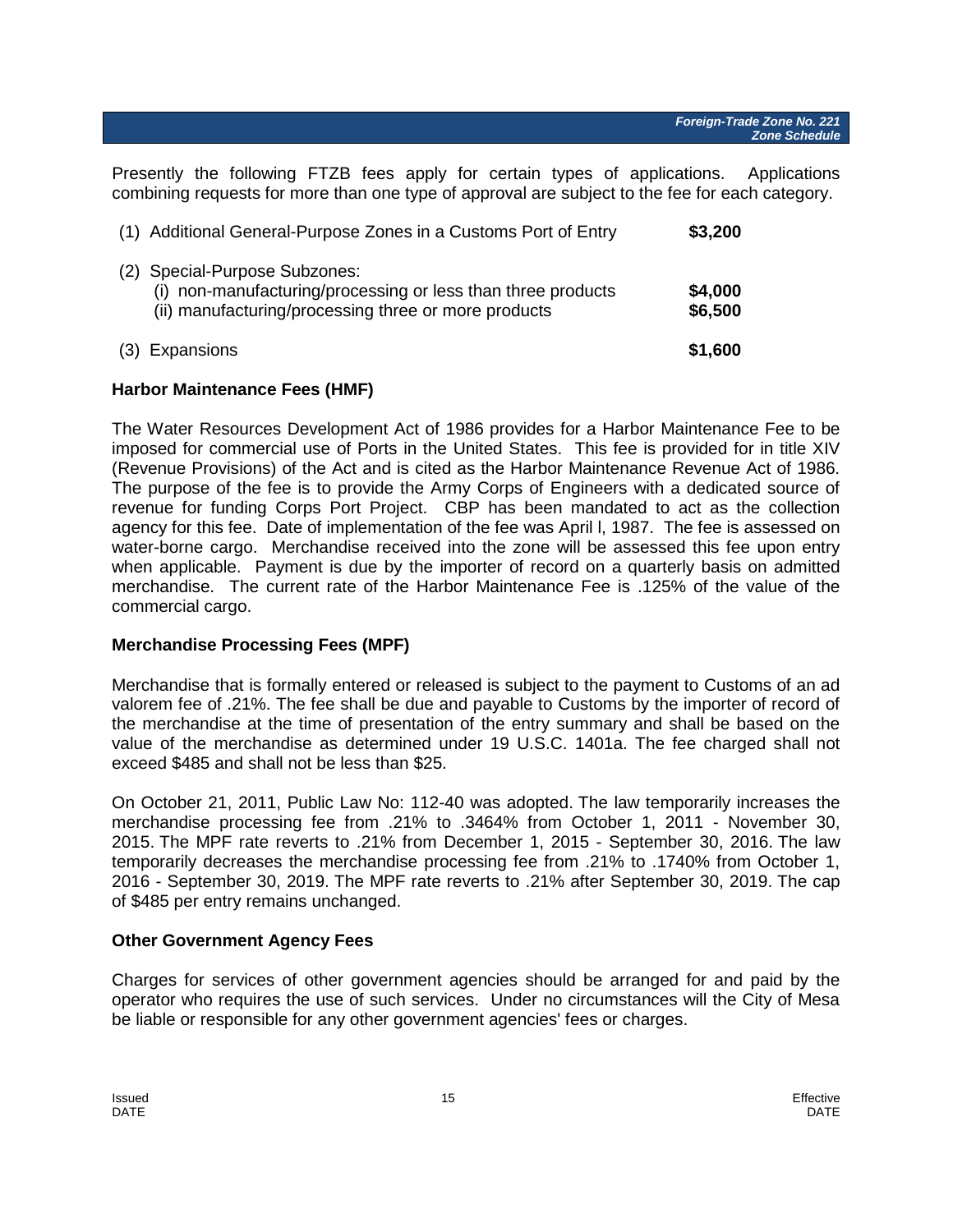Presently the following FTZB fees apply for certain types of applications. Applications combining requests for more than one type of approval are subject to the fee for each category.

| | |
|---|---|
| (1) Additional General-Purpose Zones in a Customs Port of Entry | **$3,200** |
| (2) Special-Purpose Subzones: | |
| (i) non-manufacturing/processing or less than three products | **$4,000** |
| (ii) manufacturing/processing three or more products | **$6,500** |
| (3) Expansions | **$1,600** |

**Harbor Maintenance Fees (HMF)**

The Water Resources Development Act of 1986 provides for a Harbor Maintenance Fee to be imposed for commercial use of Ports in the United States. This fee is provided for in title XIV (Revenue Provisions) of the Act and is cited as the Harbor Maintenance Revenue Act of 1986. The purpose of the fee is to provide the Army Corps of Engineers with a dedicated source of revenue for funding Corps Port Project. CBP has been mandated to act as the collection agency for this fee. Date of implementation of the fee was April l, 1987. The fee is assessed on water-borne cargo. Merchandise received into the zone will be assessed this fee upon entry when applicable. Payment is due by the importer of record on a quarterly basis on admitted merchandise. The current rate of the Harbor Maintenance Fee is .125% of the value of the commercial cargo.

**Merchandise Processing Fees (MPF)**

Merchandise that is formally entered or released is subject to the payment to Customs of an ad valorem fee of .21%. The fee shall be due and payable to Customs by the importer of record of the merchandise at the time of presentation of the entry summary and shall be based on the value of the merchandise as determined under 19 U.S.C. 1401a. The fee charged shall not exceed $485 and shall not be less than $25.

On October 21, 2011, Public Law No: 112-40 was adopted. The law temporarily increases the merchandise processing fee from .21% to .3464% from October 1, 2011 - November 30, 2015. The MPF rate reverts to .21% from December 1, 2015 - September 30, 2016. The law temporarily decreases the merchandise processing fee from .21% to .1740% from October 1, 2016 - September 30, 2019. The MPF rate reverts to .21% after September 30, 2019. The cap of $485 per entry remains unchanged.

**Other Government Agency Fees**

Charges for services of other government agencies should be arranged for and paid by the operator who requires the use of such services. Under no circumstances will the City of Mesa be liable or responsible for any other government agencies' fees or charges.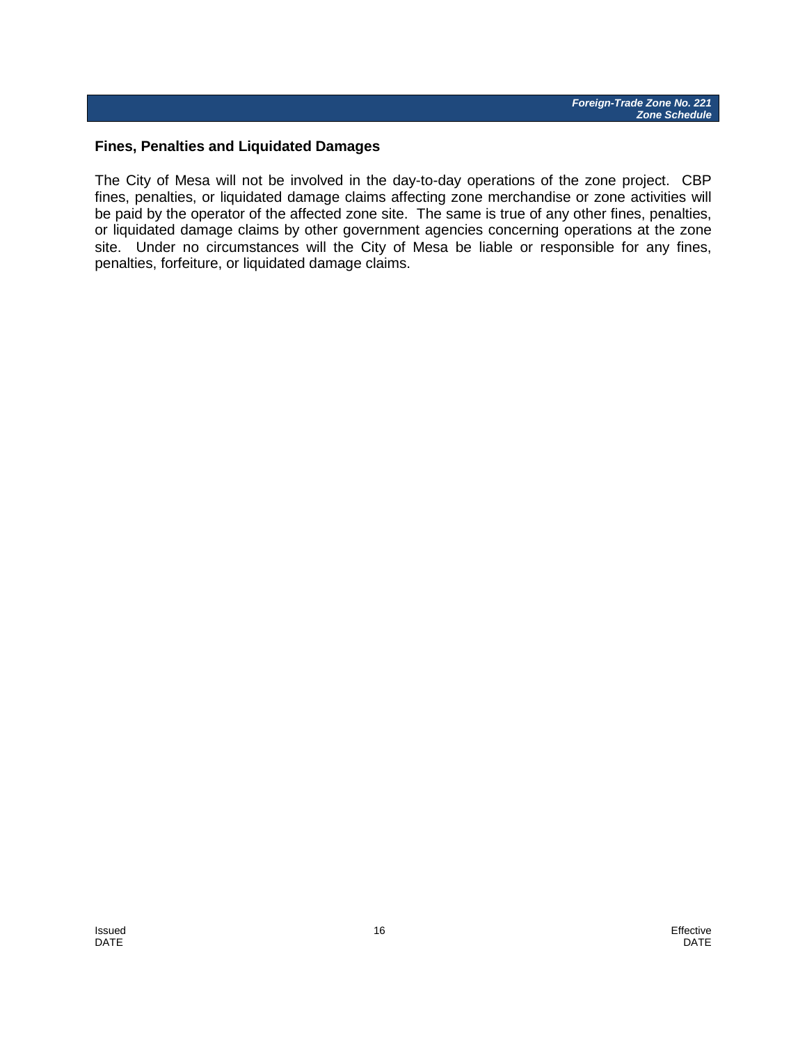## Fines, Penalties and Liquidated Damages

The City of Mesa will not be involved in the day-to-day operations of the zone project. CBP fines, penalties, or liquidated damage claims affecting zone merchandise or zone activities will be paid by the operator of the affected zone site. The same is true of any other fines, penalties, or liquidated damage claims by other government agencies concerning operations at the zone site. Under no circumstances will the City of Mesa be liable or responsible for any fines, penalties, forfeiture, or liquidated damage claims.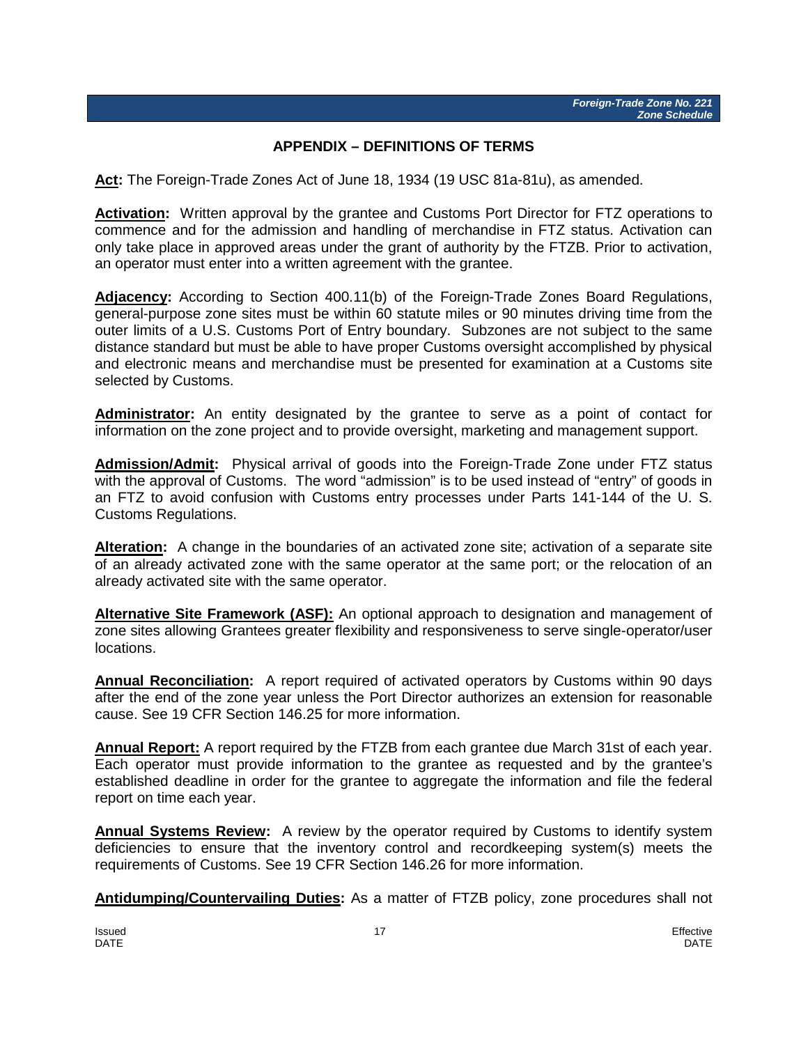## APPENDIX – DEFINITIONS OF TERMS

**Act:** The Foreign-Trade Zones Act of June 18, 1934 (19 USC 81a-81u), as amended.

**Activation:** Written approval by the grantee and Customs Port Director for FTZ operations to commence and for the admission and handling of merchandise in FTZ status. Activation can only take place in approved areas under the grant of authority by the FTZB. Prior to activation, an operator must enter into a written agreement with the grantee.

**Adjacency:** According to Section 400.11(b) of the Foreign-Trade Zones Board Regulations, general-purpose zone sites must be within 60 statute miles or 90 minutes driving time from the outer limits of a U.S. Customs Port of Entry boundary. Subzones are not subject to the same distance standard but must be able to have proper Customs oversight accomplished by physical and electronic means and merchandise must be presented for examination at a Customs site selected by Customs.

**Administrator:** An entity designated by the grantee to serve as a point of contact for information on the zone project and to provide oversight, marketing and management support.

**Admission/Admit:** Physical arrival of goods into the Foreign-Trade Zone under FTZ status with the approval of Customs. The word "admission" is to be used instead of "entry" of goods in an FTZ to avoid confusion with Customs entry processes under Parts 141-144 of the U. S. Customs Regulations.

**Alteration:** A change in the boundaries of an activated zone site; activation of a separate site of an already activated zone with the same operator at the same port; or the relocation of an already activated site with the same operator.

**Alternative Site Framework (ASF):** An optional approach to designation and management of zone sites allowing Grantees greater flexibility and responsiveness to serve single-operator/user locations.

**Annual Reconciliation:** A report required of activated operators by Customs within 90 days after the end of the zone year unless the Port Director authorizes an extension for reasonable cause. See 19 CFR Section 146.25 for more information.

**Annual Report:** A report required by the FTZB from each grantee due March 31st of each year. Each operator must provide information to the grantee as requested and by the grantee's established deadline in order for the grantee to aggregate the information and file the federal report on time each year.

**Annual Systems Review:** A review by the operator required by Customs to identify system deficiencies to ensure that the inventory control and recordkeeping system(s) meets the requirements of Customs. See 19 CFR Section 146.26 for more information.

**Antidumping/Countervailing Duties:** As a matter of FTZB policy, zone procedures shall not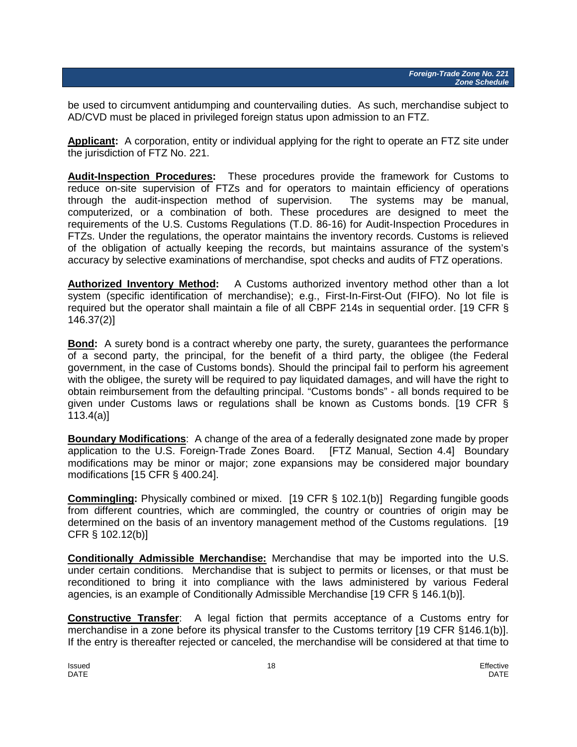be used to circumvent antidumping and countervailing duties. As such, merchandise subject to AD/CVD must be placed in privileged foreign status upon admission to an FTZ.

**Applicant:** A corporation, entity or individual applying for the right to operate an FTZ site under the jurisdiction of FTZ No. 221.

**Audit-Inspection Procedures:** These procedures provide the framework for Customs to reduce on-site supervision of FTZs and for operators to maintain efficiency of operations through the audit-inspection method of supervision. The systems may be manual, computerized, or a combination of both. These procedures are designed to meet the requirements of the U.S. Customs Regulations (T.D. 86-16) for Audit-Inspection Procedures in FTZs. Under the regulations, the operator maintains the inventory records. Customs is relieved of the obligation of actually keeping the records, but maintains assurance of the system's accuracy by selective examinations of merchandise, spot checks and audits of FTZ operations.

**Authorized Inventory Method:** A Customs authorized inventory method other than a lot system (specific identification of merchandise); e.g., First-In-First-Out (FIFO). No lot file is required but the operator shall maintain a file of all CBPF 214s in sequential order. [19 CFR § 146.37(2)]

**Bond:** A surety bond is a contract whereby one party, the surety, guarantees the performance of a second party, the principal, for the benefit of a third party, the obligee (the Federal government, in the case of Customs bonds). Should the principal fail to perform his agreement with the obligee, the surety will be required to pay liquidated damages, and will have the right to obtain reimbursement from the defaulting principal. "Customs bonds" - all bonds required to be given under Customs laws or regulations shall be known as Customs bonds. [19 CFR § 113.4(a)]

**Boundary Modifications**: A change of the area of a federally designated zone made by proper application to the U.S. Foreign-Trade Zones Board. [FTZ Manual, Section 4.4] Boundary modifications may be minor or major; zone expansions may be considered major boundary modifications [15 CFR § 400.24].

**Commingling:** Physically combined or mixed. [19 CFR § 102.1(b)] Regarding fungible goods from different countries, which are commingled, the country or countries of origin may be determined on the basis of an inventory management method of the Customs regulations. [19 CFR § 102.12(b)]

**Conditionally Admissible Merchandise:** Merchandise that may be imported into the U.S. under certain conditions. Merchandise that is subject to permits or licenses, or that must be reconditioned to bring it into compliance with the laws administered by various Federal agencies, is an example of Conditionally Admissible Merchandise [19 CFR § 146.1(b)].

**Constructive Transfer**: A legal fiction that permits acceptance of a Customs entry for merchandise in a zone before its physical transfer to the Customs territory [19 CFR §146.1(b)]. If the entry is thereafter rejected or canceled, the merchandise will be considered at that time to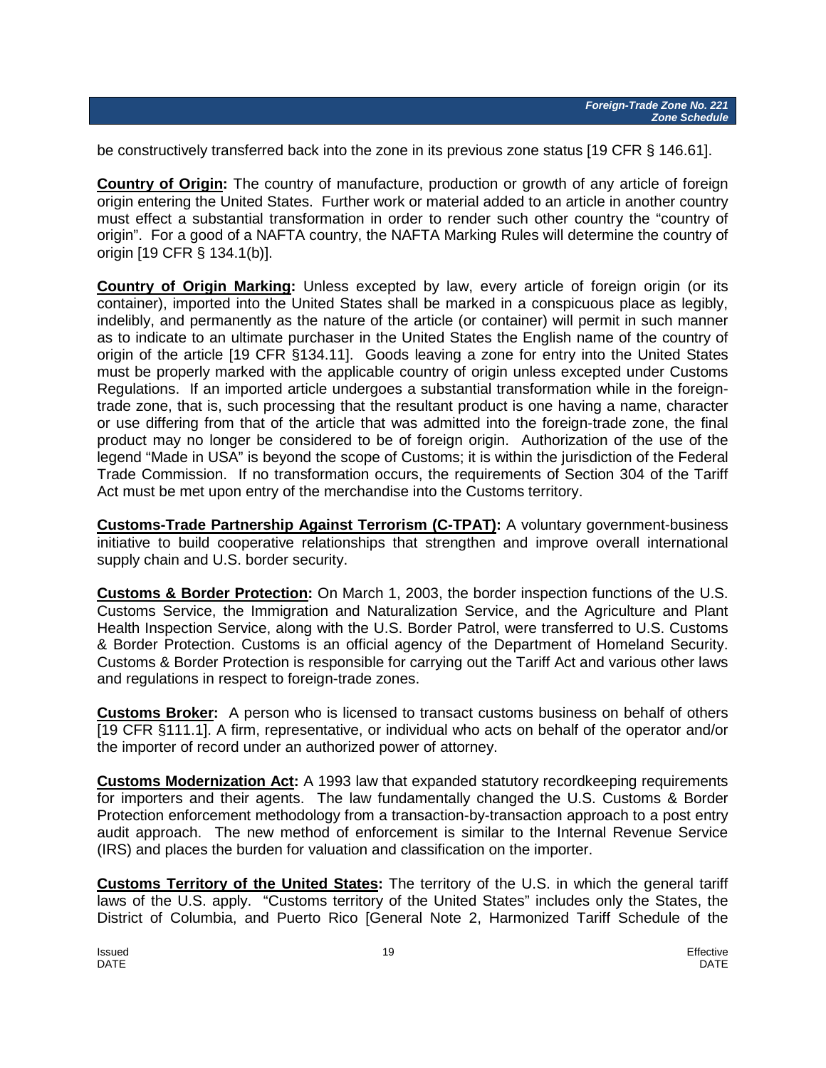be constructively transferred back into the zone in its previous zone status [19 CFR § 146.61].

**Country of Origin:** The country of manufacture, production or growth of any article of foreign origin entering the United States. Further work or material added to an article in another country must effect a substantial transformation in order to render such other country the "country of origin". For a good of a NAFTA country, the NAFTA Marking Rules will determine the country of origin [19 CFR § 134.1(b)].

**Country of Origin Marking:** Unless excepted by law, every article of foreign origin (or its container), imported into the United States shall be marked in a conspicuous place as legibly, indelibly, and permanently as the nature of the article (or container) will permit in such manner as to indicate to an ultimate purchaser in the United States the English name of the country of origin of the article [19 CFR §134.11]. Goods leaving a zone for entry into the United States must be properly marked with the applicable country of origin unless excepted under Customs Regulations. If an imported article undergoes a substantial transformation while in the foreign-trade zone, that is, such processing that the resultant product is one having a name, character or use differing from that of the article that was admitted into the foreign-trade zone, the final product may no longer be considered to be of foreign origin. Authorization of the use of the legend "Made in USA" is beyond the scope of Customs; it is within the jurisdiction of the Federal Trade Commission. If no transformation occurs, the requirements of Section 304 of the Tariff Act must be met upon entry of the merchandise into the Customs territory.

**Customs-Trade Partnership Against Terrorism (C-TPAT):** A voluntary government-business initiative to build cooperative relationships that strengthen and improve overall international supply chain and U.S. border security.

**Customs & Border Protection:** On March 1, 2003, the border inspection functions of the U.S. Customs Service, the Immigration and Naturalization Service, and the Agriculture and Plant Health Inspection Service, along with the U.S. Border Patrol, were transferred to U.S. Customs & Border Protection. Customs is an official agency of the Department of Homeland Security. Customs & Border Protection is responsible for carrying out the Tariff Act and various other laws and regulations in respect to foreign-trade zones.

**Customs Broker:** A person who is licensed to transact customs business on behalf of others [19 CFR §111.1]. A firm, representative, or individual who acts on behalf of the operator and/or the importer of record under an authorized power of attorney.

**Customs Modernization Act:** A 1993 law that expanded statutory recordkeeping requirements for importers and their agents. The law fundamentally changed the U.S. Customs & Border Protection enforcement methodology from a transaction-by-transaction approach to a post entry audit approach. The new method of enforcement is similar to the Internal Revenue Service (IRS) and places the burden for valuation and classification on the importer.

**Customs Territory of the United States:** The territory of the U.S. in which the general tariff laws of the U.S. apply. "Customs territory of the United States" includes only the States, the District of Columbia, and Puerto Rico [General Note 2, Harmonized Tariff Schedule of the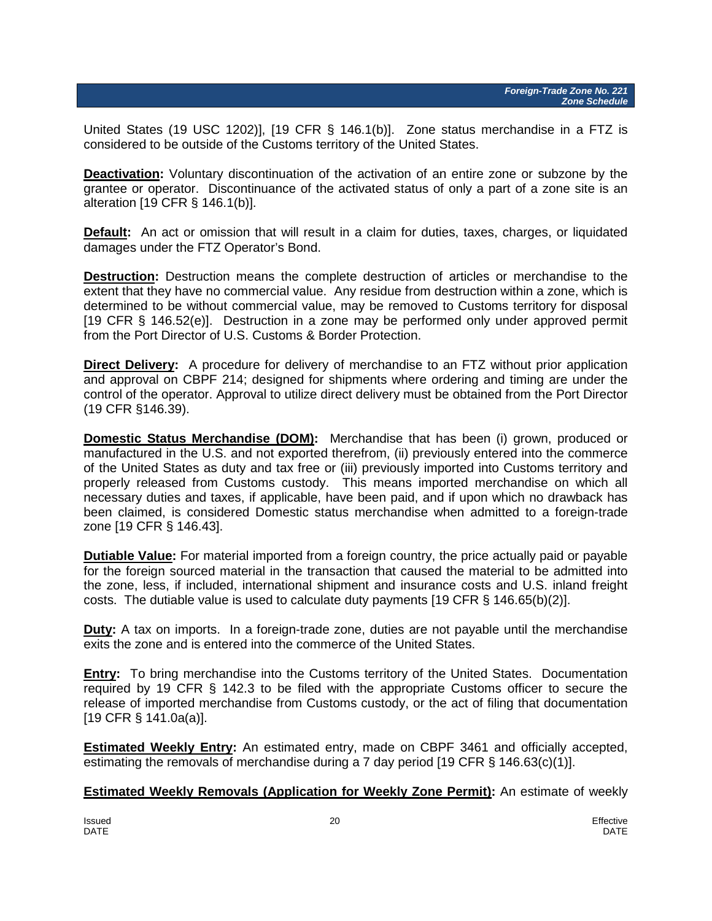United States (19 USC 1202)], [19 CFR § 146.1(b)]. Zone status merchandise in a FTZ is considered to be outside of the Customs territory of the United States.

**Deactivation:** Voluntary discontinuation of the activation of an entire zone or subzone by the grantee or operator. Discontinuance of the activated status of only a part of a zone site is an alteration [19 CFR § 146.1(b)].

**Default:** An act or omission that will result in a claim for duties, taxes, charges, or liquidated damages under the FTZ Operator's Bond.

**Destruction:** Destruction means the complete destruction of articles or merchandise to the extent that they have no commercial value. Any residue from destruction within a zone, which is determined to be without commercial value, may be removed to Customs territory for disposal [19 CFR § 146.52(e)]. Destruction in a zone may be performed only under approved permit from the Port Director of U.S. Customs & Border Protection.

**Direct Delivery:** A procedure for delivery of merchandise to an FTZ without prior application and approval on CBPF 214; designed for shipments where ordering and timing are under the control of the operator. Approval to utilize direct delivery must be obtained from the Port Director (19 CFR §146.39).

**Domestic Status Merchandise (DOM):** Merchandise that has been (i) grown, produced or manufactured in the U.S. and not exported therefrom, (ii) previously entered into the commerce of the United States as duty and tax free or (iii) previously imported into Customs territory and properly released from Customs custody. This means imported merchandise on which all necessary duties and taxes, if applicable, have been paid, and if upon which no drawback has been claimed, is considered Domestic status merchandise when admitted to a foreign-trade zone [19 CFR § 146.43].

**Dutiable Value:** For material imported from a foreign country, the price actually paid or payable for the foreign sourced material in the transaction that caused the material to be admitted into the zone, less, if included, international shipment and insurance costs and U.S. inland freight costs. The dutiable value is used to calculate duty payments [19 CFR § 146.65(b)(2)].

**Duty:** A tax on imports. In a foreign-trade zone, duties are not payable until the merchandise exits the zone and is entered into the commerce of the United States.

**Entry:** To bring merchandise into the Customs territory of the United States. Documentation required by 19 CFR § 142.3 to be filed with the appropriate Customs officer to secure the release of imported merchandise from Customs custody, or the act of filing that documentation [19 CFR § 141.0a(a)].

**Estimated Weekly Entry:** An estimated entry, made on CBPF 3461 and officially accepted, estimating the removals of merchandise during a 7 day period [19 CFR § 146.63(c)(1)].

**Estimated Weekly Removals (Application for Weekly Zone Permit):** An estimate of weekly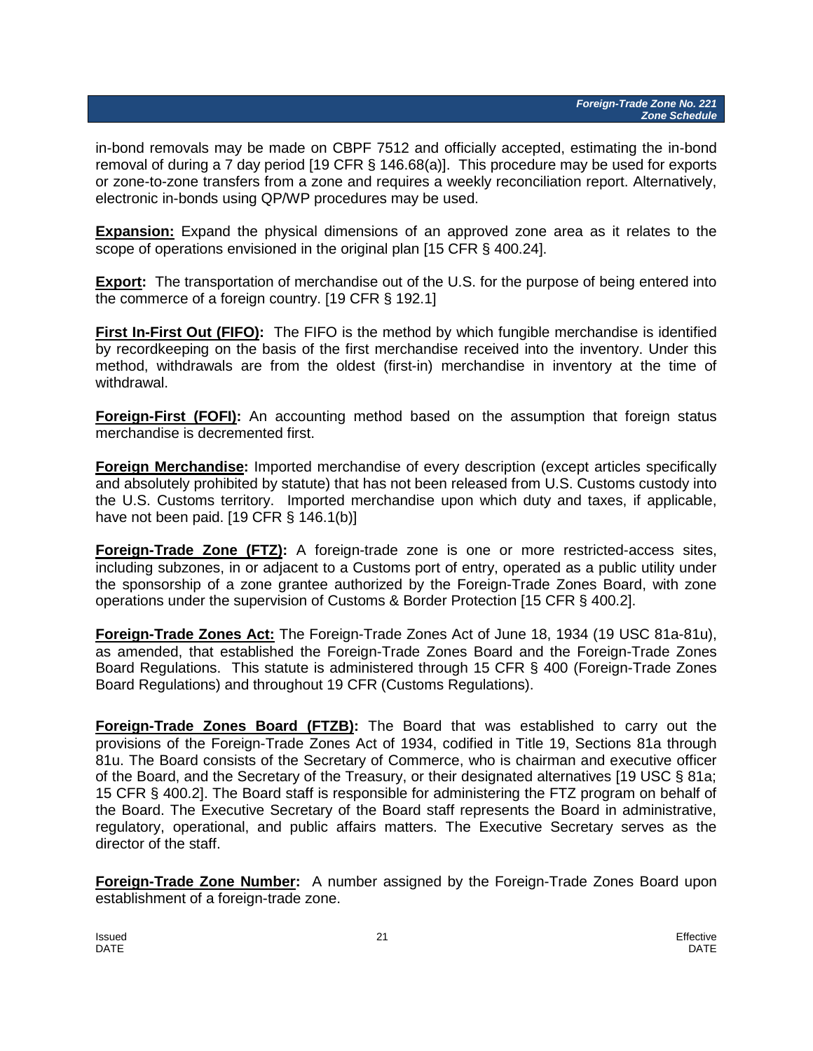in-bond removals may be made on CBPF 7512 and officially accepted, estimating the in-bond removal of during a 7 day period [19 CFR § 146.68(a)]. This procedure may be used for exports or zone-to-zone transfers from a zone and requires a weekly reconciliation report. Alternatively, electronic in-bonds using QP/WP procedures may be used.

**Expansion:** Expand the physical dimensions of an approved zone area as it relates to the scope of operations envisioned in the original plan [15 CFR § 400.24].

**Export:** The transportation of merchandise out of the U.S. for the purpose of being entered into the commerce of a foreign country. [19 CFR § 192.1]

**First In-First Out (FIFO):** The FIFO is the method by which fungible merchandise is identified by recordkeeping on the basis of the first merchandise received into the inventory. Under this method, withdrawals are from the oldest (first-in) merchandise in inventory at the time of withdrawal.

**Foreign-First (FOFI):** An accounting method based on the assumption that foreign status merchandise is decremented first.

**Foreign Merchandise:** Imported merchandise of every description (except articles specifically and absolutely prohibited by statute) that has not been released from U.S. Customs custody into the U.S. Customs territory. Imported merchandise upon which duty and taxes, if applicable, have not been paid. [19 CFR § 146.1(b)]

**Foreign-Trade Zone (FTZ):** A foreign-trade zone is one or more restricted-access sites, including subzones, in or adjacent to a Customs port of entry, operated as a public utility under the sponsorship of a zone grantee authorized by the Foreign-Trade Zones Board, with zone operations under the supervision of Customs & Border Protection [15 CFR § 400.2].

**Foreign-Trade Zones Act:** The Foreign-Trade Zones Act of June 18, 1934 (19 USC 81a-81u), as amended, that established the Foreign-Trade Zones Board and the Foreign-Trade Zones Board Regulations. This statute is administered through 15 CFR § 400 (Foreign-Trade Zones Board Regulations) and throughout 19 CFR (Customs Regulations).

**Foreign-Trade Zones Board (FTZB):** The Board that was established to carry out the provisions of the Foreign-Trade Zones Act of 1934, codified in Title 19, Sections 81a through 81u. The Board consists of the Secretary of Commerce, who is chairman and executive officer of the Board, and the Secretary of the Treasury, or their designated alternatives [19 USC § 81a; 15 CFR § 400.2]. The Board staff is responsible for administering the FTZ program on behalf of the Board. The Executive Secretary of the Board staff represents the Board in administrative, regulatory, operational, and public affairs matters. The Executive Secretary serves as the director of the staff.

**Foreign-Trade Zone Number:** A number assigned by the Foreign-Trade Zones Board upon establishment of a foreign-trade zone.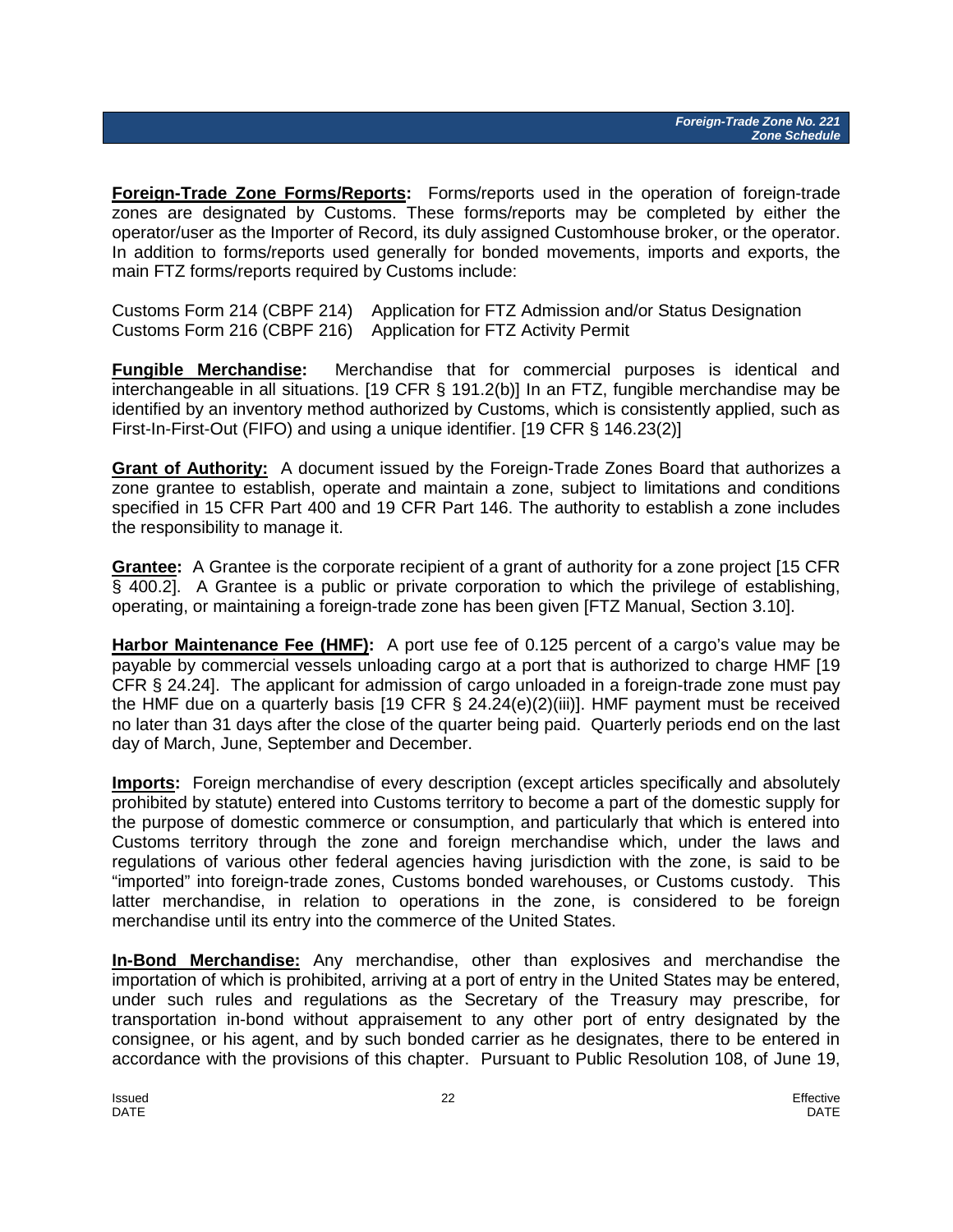**Foreign-Trade Zone Forms/Reports:** Forms/reports used in the operation of foreign-trade zones are designated by Customs. These forms/reports may be completed by either the operator/user as the Importer of Record, its duly assigned Customhouse broker, or the operator. In addition to forms/reports used generally for bonded movements, imports and exports, the main FTZ forms/reports required by Customs include:

Customs Form 214 (CBPF 214) Application for FTZ Admission and/or Status Designation
Customs Form 216 (CBPF 216) Application for FTZ Activity Permit

**Fungible Merchandise:** Merchandise that for commercial purposes is identical and interchangeable in all situations. [19 CFR § 191.2(b)] In an FTZ, fungible merchandise may be identified by an inventory method authorized by Customs, which is consistently applied, such as First-In-First-Out (FIFO) and using a unique identifier. [19 CFR § 146.23(2)]

**Grant of Authority:** A document issued by the Foreign-Trade Zones Board that authorizes a zone grantee to establish, operate and maintain a zone, subject to limitations and conditions specified in 15 CFR Part 400 and 19 CFR Part 146. The authority to establish a zone includes the responsibility to manage it.

**Grantee:** A Grantee is the corporate recipient of a grant of authority for a zone project [15 CFR § 400.2]. A Grantee is a public or private corporation to which the privilege of establishing, operating, or maintaining a foreign-trade zone has been given [FTZ Manual, Section 3.10].

**Harbor Maintenance Fee (HMF):** A port use fee of 0.125 percent of a cargo's value may be payable by commercial vessels unloading cargo at a port that is authorized to charge HMF [19 CFR § 24.24]. The applicant for admission of cargo unloaded in a foreign-trade zone must pay the HMF due on a quarterly basis [19 CFR § 24.24(e)(2)(iii)]. HMF payment must be received no later than 31 days after the close of the quarter being paid. Quarterly periods end on the last day of March, June, September and December.

**Imports:** Foreign merchandise of every description (except articles specifically and absolutely prohibited by statute) entered into Customs territory to become a part of the domestic supply for the purpose of domestic commerce or consumption, and particularly that which is entered into Customs territory through the zone and foreign merchandise which, under the laws and regulations of various other federal agencies having jurisdiction with the zone, is said to be "imported" into foreign-trade zones, Customs bonded warehouses, or Customs custody. This latter merchandise, in relation to operations in the zone, is considered to be foreign merchandise until its entry into the commerce of the United States.

**In-Bond Merchandise:** Any merchandise, other than explosives and merchandise the importation of which is prohibited, arriving at a port of entry in the United States may be entered, under such rules and regulations as the Secretary of the Treasury may prescribe, for transportation in-bond without appraisement to any other port of entry designated by the consignee, or his agent, and by such bonded carrier as he designates, there to be entered in accordance with the provisions of this chapter. Pursuant to Public Resolution 108, of June 19,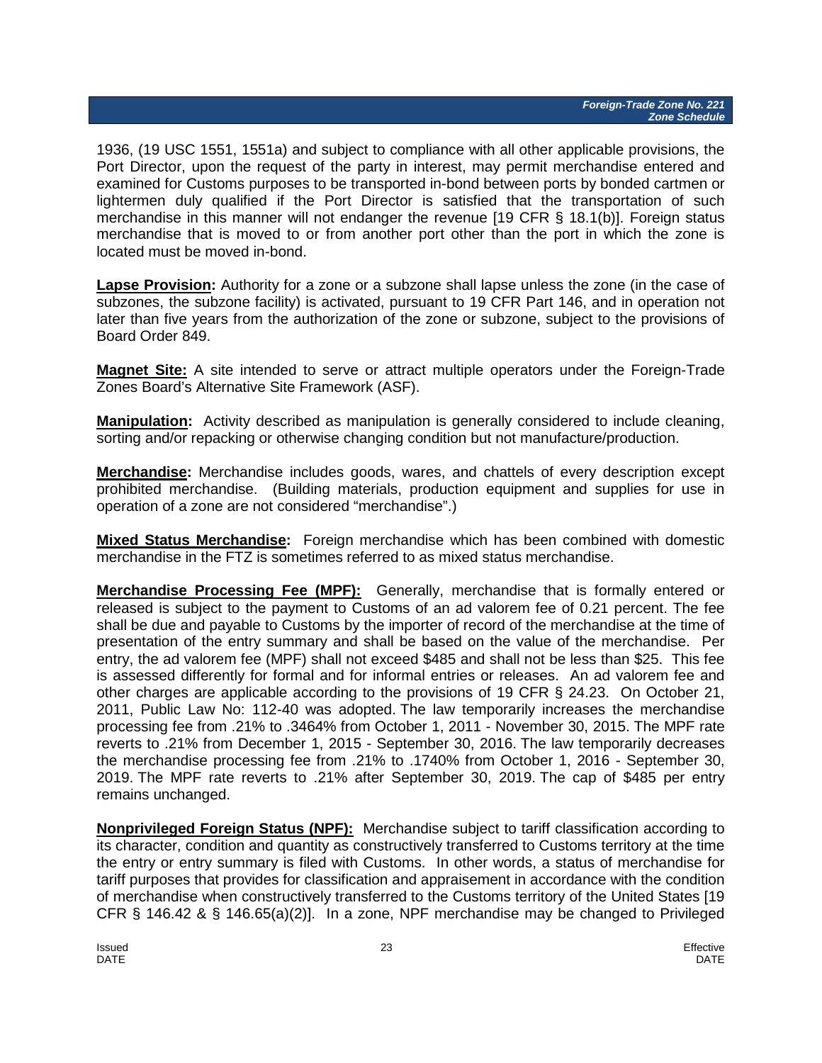1936, (19 USC 1551, 1551a) and subject to compliance with all other applicable provisions, the Port Director, upon the request of the party in interest, may permit merchandise entered and examined for Customs purposes to be transported in-bond between ports by bonded cartmen or lightermen duly qualified if the Port Director is satisfied that the transportation of such merchandise in this manner will not endanger the revenue [19 CFR § 18.1(b)]. Foreign status merchandise that is moved to or from another port other than the port in which the zone is located must be moved in-bond.

**Lapse Provision:** Authority for a zone or a subzone shall lapse unless the zone (in the case of subzones, the subzone facility) is activated, pursuant to 19 CFR Part 146, and in operation not later than five years from the authorization of the zone or subzone, subject to the provisions of Board Order 849.

**Magnet Site:** A site intended to serve or attract multiple operators under the Foreign-Trade Zones Board's Alternative Site Framework (ASF).

**Manipulation:** Activity described as manipulation is generally considered to include cleaning, sorting and/or repacking or otherwise changing condition but not manufacture/production.

**Merchandise:** Merchandise includes goods, wares, and chattels of every description except prohibited merchandise. (Building materials, production equipment and supplies for use in operation of a zone are not considered "merchandise".)

**Mixed Status Merchandise:** Foreign merchandise which has been combined with domestic merchandise in the FTZ is sometimes referred to as mixed status merchandise.

**Merchandise Processing Fee (MPF):** Generally, merchandise that is formally entered or released is subject to the payment to Customs of an ad valorem fee of 0.21 percent. The fee shall be due and payable to Customs by the importer of record of the merchandise at the time of presentation of the entry summary and shall be based on the value of the merchandise. Per entry, the ad valorem fee (MPF) shall not exceed $485 and shall not be less than $25. This fee is assessed differently for formal and for informal entries or releases. An ad valorem fee and other charges are applicable according to the provisions of 19 CFR § 24.23. On October 21, 2011, Public Law No: 112-40 was adopted. The law temporarily increases the merchandise processing fee from .21% to .3464% from October 1, 2011 - November 30, 2015. The MPF rate reverts to .21% from December 1, 2015 - September 30, 2016. The law temporarily decreases the merchandise processing fee from .21% to .1740% from October 1, 2016 - September 30, 2019. The MPF rate reverts to .21% after September 30, 2019. The cap of $485 per entry remains unchanged.

**Nonprivileged Foreign Status (NPF):** Merchandise subject to tariff classification according to its character, condition and quantity as constructively transferred to Customs territory at the time the entry or entry summary is filed with Customs. In other words, a status of merchandise for tariff purposes that provides for classification and appraisement in accordance with the condition of merchandise when constructively transferred to the Customs territory of the United States [19 CFR § 146.42 & § 146.65(a)(2)]. In a zone, NPF merchandise may be changed to Privileged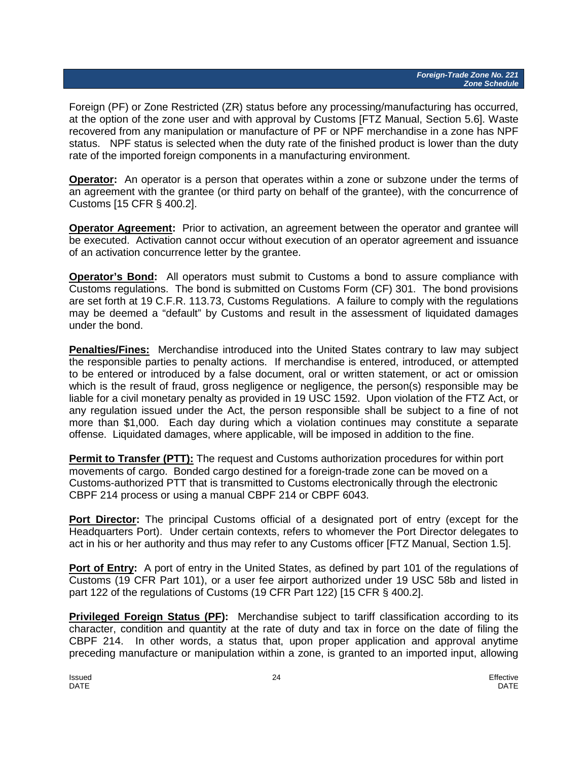Foreign (PF) or Zone Restricted (ZR) status before any processing/manufacturing has occurred, at the option of the zone user and with approval by Customs [FTZ Manual, Section 5.6]. Waste recovered from any manipulation or manufacture of PF or NPF merchandise in a zone has NPF status. NPF status is selected when the duty rate of the finished product is lower than the duty rate of the imported foreign components in a manufacturing environment.

**Operator:** An operator is a person that operates within a zone or subzone under the terms of an agreement with the grantee (or third party on behalf of the grantee), with the concurrence of Customs [15 CFR § 400.2].

**Operator Agreement:** Prior to activation, an agreement between the operator and grantee will be executed. Activation cannot occur without execution of an operator agreement and issuance of an activation concurrence letter by the grantee.

**Operator's Bond:** All operators must submit to Customs a bond to assure compliance with Customs regulations. The bond is submitted on Customs Form (CF) 301. The bond provisions are set forth at 19 C.F.R. 113.73, Customs Regulations. A failure to comply with the regulations may be deemed a "default" by Customs and result in the assessment of liquidated damages under the bond.

**Penalties/Fines:** Merchandise introduced into the United States contrary to law may subject the responsible parties to penalty actions. If merchandise is entered, introduced, or attempted to be entered or introduced by a false document, oral or written statement, or act or omission which is the result of fraud, gross negligence or negligence, the person(s) responsible may be liable for a civil monetary penalty as provided in 19 USC 1592. Upon violation of the FTZ Act, or any regulation issued under the Act, the person responsible shall be subject to a fine of not more than $1,000. Each day during which a violation continues may constitute a separate offense. Liquidated damages, where applicable, will be imposed in addition to the fine.

**Permit to Transfer (PTT):** The request and Customs authorization procedures for within port movements of cargo. Bonded cargo destined for a foreign-trade zone can be moved on a Customs-authorized PTT that is transmitted to Customs electronically through the electronic CBPF 214 process or using a manual CBPF 214 or CBPF 6043.

**Port Director:** The principal Customs official of a designated port of entry (except for the Headquarters Port). Under certain contexts, refers to whomever the Port Director delegates to act in his or her authority and thus may refer to any Customs officer [FTZ Manual, Section 1.5].

**Port of Entry:** A port of entry in the United States, as defined by part 101 of the regulations of Customs (19 CFR Part 101), or a user fee airport authorized under 19 USC 58b and listed in part 122 of the regulations of Customs (19 CFR Part 122) [15 CFR § 400.2].

**Privileged Foreign Status (PF):** Merchandise subject to tariff classification according to its character, condition and quantity at the rate of duty and tax in force on the date of filing the CBPF 214. In other words, a status that, upon proper application and approval anytime preceding manufacture or manipulation within a zone, is granted to an imported input, allowing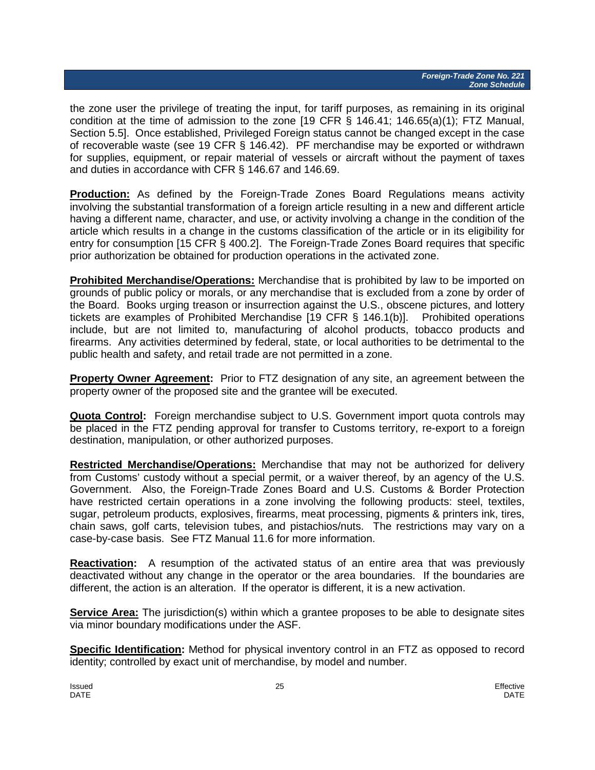the zone user the privilege of treating the input, for tariff purposes, as remaining in its original condition at the time of admission to the zone [19 CFR § 146.41; 146.65(a)(1); FTZ Manual, Section 5.5]. Once established, Privileged Foreign status cannot be changed except in the case of recoverable waste (see 19 CFR § 146.42). PF merchandise may be exported or withdrawn for supplies, equipment, or repair material of vessels or aircraft without the payment of taxes and duties in accordance with CFR § 146.67 and 146.69.

**Production:** As defined by the Foreign-Trade Zones Board Regulations means activity involving the substantial transformation of a foreign article resulting in a new and different article having a different name, character, and use, or activity involving a change in the condition of the article which results in a change in the customs classification of the article or in its eligibility for entry for consumption [15 CFR § 400.2]. The Foreign-Trade Zones Board requires that specific prior authorization be obtained for production operations in the activated zone.

**Prohibited Merchandise/Operations:** Merchandise that is prohibited by law to be imported on grounds of public policy or morals, or any merchandise that is excluded from a zone by order of the Board. Books urging treason or insurrection against the U.S., obscene pictures, and lottery tickets are examples of Prohibited Merchandise [19 CFR § 146.1(b)]. Prohibited operations include, but are not limited to, manufacturing of alcohol products, tobacco products and firearms. Any activities determined by federal, state, or local authorities to be detrimental to the public health and safety, and retail trade are not permitted in a zone.

**Property Owner Agreement:** Prior to FTZ designation of any site, an agreement between the property owner of the proposed site and the grantee will be executed.

**Quota Control:** Foreign merchandise subject to U.S. Government import quota controls may be placed in the FTZ pending approval for transfer to Customs territory, re-export to a foreign destination, manipulation, or other authorized purposes.

**Restricted Merchandise/Operations:** Merchandise that may not be authorized for delivery from Customs' custody without a special permit, or a waiver thereof, by an agency of the U.S. Government. Also, the Foreign-Trade Zones Board and U.S. Customs & Border Protection have restricted certain operations in a zone involving the following products: steel, textiles, sugar, petroleum products, explosives, firearms, meat processing, pigments & printers ink, tires, chain saws, golf carts, television tubes, and pistachios/nuts. The restrictions may vary on a case-by-case basis. See FTZ Manual 11.6 for more information.

**Reactivation:** A resumption of the activated status of an entire area that was previously deactivated without any change in the operator or the area boundaries. If the boundaries are different, the action is an alteration. If the operator is different, it is a new activation.

**Service Area:** The jurisdiction(s) within which a grantee proposes to be able to designate sites via minor boundary modifications under the ASF.

**Specific Identification:** Method for physical inventory control in an FTZ as opposed to record identity; controlled by exact unit of merchandise, by model and number.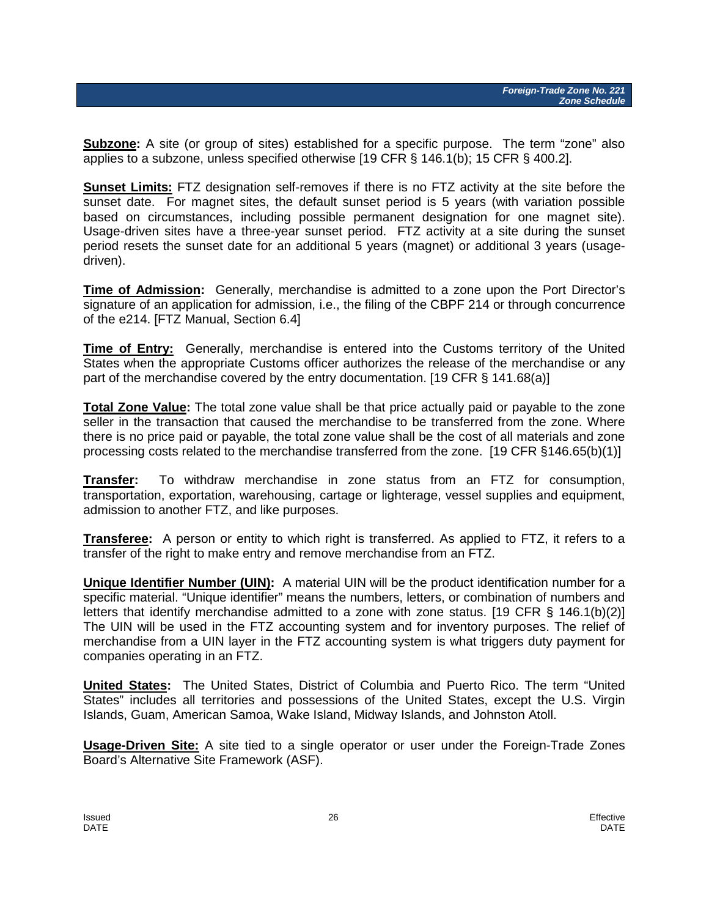**Subzone:** A site (or group of sites) established for a specific purpose. The term "zone" also applies to a subzone, unless specified otherwise [19 CFR § 146.1(b); 15 CFR § 400.2].

**Sunset Limits:** FTZ designation self-removes if there is no FTZ activity at the site before the sunset date. For magnet sites, the default sunset period is 5 years (with variation possible based on circumstances, including possible permanent designation for one magnet site). Usage-driven sites have a three-year sunset period. FTZ activity at a site during the sunset period resets the sunset date for an additional 5 years (magnet) or additional 3 years (usage-driven).

**Time of Admission:** Generally, merchandise is admitted to a zone upon the Port Director's signature of an application for admission, i.e., the filing of the CBPF 214 or through concurrence of the e214. [FTZ Manual, Section 6.4]

**Time of Entry:** Generally, merchandise is entered into the Customs territory of the United States when the appropriate Customs officer authorizes the release of the merchandise or any part of the merchandise covered by the entry documentation. [19 CFR § 141.68(a)]

**Total Zone Value:** The total zone value shall be that price actually paid or payable to the zone seller in the transaction that caused the merchandise to be transferred from the zone. Where there is no price paid or payable, the total zone value shall be the cost of all materials and zone processing costs related to the merchandise transferred from the zone. [19 CFR §146.65(b)(1)]

**Transfer:** To withdraw merchandise in zone status from an FTZ for consumption, transportation, exportation, warehousing, cartage or lighterage, vessel supplies and equipment, admission to another FTZ, and like purposes.

**Transferee:** A person or entity to which right is transferred. As applied to FTZ, it refers to a transfer of the right to make entry and remove merchandise from an FTZ.

**Unique Identifier Number (UIN):** A material UIN will be the product identification number for a specific material. "Unique identifier" means the numbers, letters, or combination of numbers and letters that identify merchandise admitted to a zone with zone status. [19 CFR § 146.1(b)(2)] The UIN will be used in the FTZ accounting system and for inventory purposes. The relief of merchandise from a UIN layer in the FTZ accounting system is what triggers duty payment for companies operating in an FTZ.

**United States:** The United States, District of Columbia and Puerto Rico. The term "United States" includes all territories and possessions of the United States, except the U.S. Virgin Islands, Guam, American Samoa, Wake Island, Midway Islands, and Johnston Atoll.

**Usage-Driven Site:** A site tied to a single operator or user under the Foreign-Trade Zones Board's Alternative Site Framework (ASF).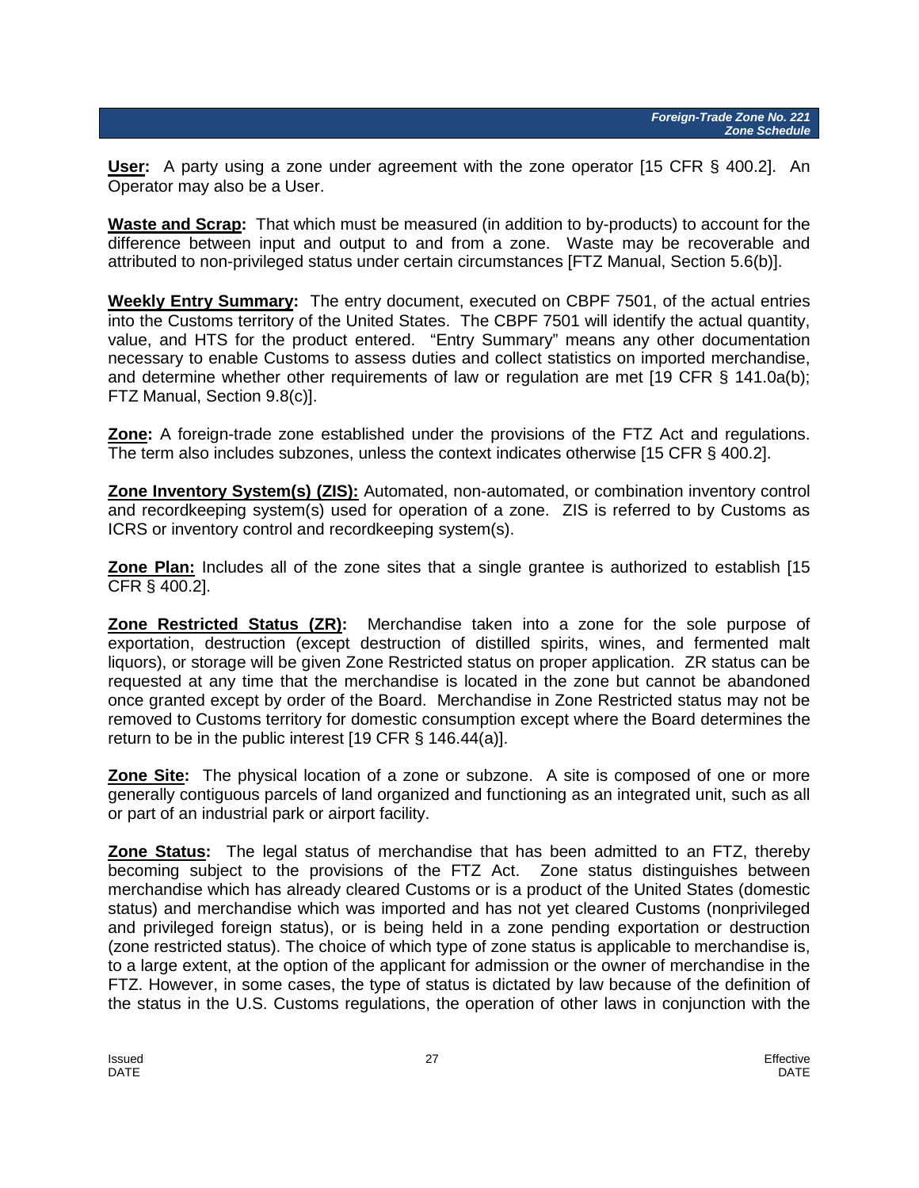**User:** A party using a zone under agreement with the zone operator [15 CFR § 400.2]. An Operator may also be a User.

**Waste and Scrap:** That which must be measured (in addition to by-products) to account for the difference between input and output to and from a zone. Waste may be recoverable and attributed to non-privileged status under certain circumstances [FTZ Manual, Section 5.6(b)].

**Weekly Entry Summary:** The entry document, executed on CBPF 7501, of the actual entries into the Customs territory of the United States. The CBPF 7501 will identify the actual quantity, value, and HTS for the product entered. "Entry Summary" means any other documentation necessary to enable Customs to assess duties and collect statistics on imported merchandise, and determine whether other requirements of law or regulation are met [19 CFR § 141.0a(b); FTZ Manual, Section 9.8(c)].

**Zone:** A foreign-trade zone established under the provisions of the FTZ Act and regulations. The term also includes subzones, unless the context indicates otherwise [15 CFR § 400.2].

**Zone Inventory System(s) (ZIS):** Automated, non-automated, or combination inventory control and recordkeeping system(s) used for operation of a zone. ZIS is referred to by Customs as ICRS or inventory control and recordkeeping system(s).

**Zone Plan:** Includes all of the zone sites that a single grantee is authorized to establish [15 CFR § 400.2].

**Zone Restricted Status (ZR):** Merchandise taken into a zone for the sole purpose of exportation, destruction (except destruction of distilled spirits, wines, and fermented malt liquors), or storage will be given Zone Restricted status on proper application. ZR status can be requested at any time that the merchandise is located in the zone but cannot be abandoned once granted except by order of the Board. Merchandise in Zone Restricted status may not be removed to Customs territory for domestic consumption except where the Board determines the return to be in the public interest [19 CFR § 146.44(a)].

**Zone Site:** The physical location of a zone or subzone. A site is composed of one or more generally contiguous parcels of land organized and functioning as an integrated unit, such as all or part of an industrial park or airport facility.

**Zone Status:** The legal status of merchandise that has been admitted to an FTZ, thereby becoming subject to the provisions of the FTZ Act. Zone status distinguishes between merchandise which has already cleared Customs or is a product of the United States (domestic status) and merchandise which was imported and has not yet cleared Customs (nonprivileged and privileged foreign status), or is being held in a zone pending exportation or destruction (zone restricted status). The choice of which type of zone status is applicable to merchandise is, to a large extent, at the option of the applicant for admission or the owner of merchandise in the FTZ. However, in some cases, the type of status is dictated by law because of the definition of the status in the U.S. Customs regulations, the operation of other laws in conjunction with the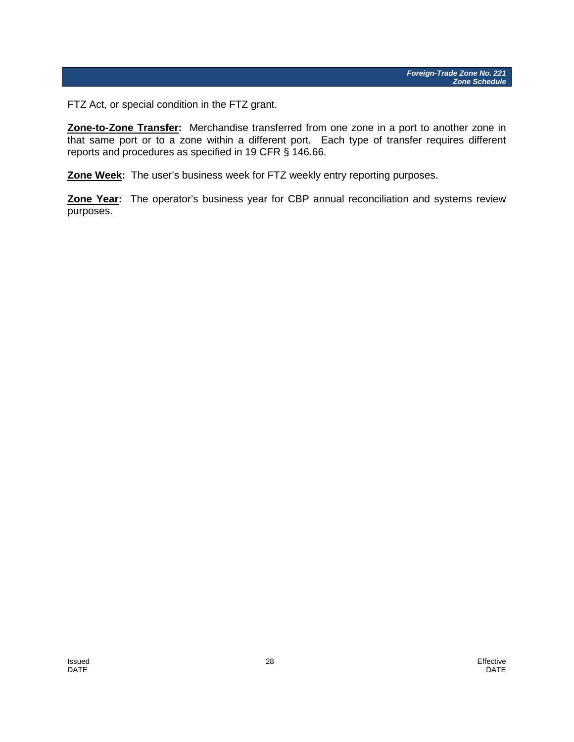FTZ Act, or special condition in the FTZ grant.

**Zone-to-Zone Transfer:** Merchandise transferred from one zone in a port to another zone in that same port or to a zone within a different port. Each type of transfer requires different reports and procedures as specified in 19 CFR § 146.66.

**Zone Week:** The user's business week for FTZ weekly entry reporting purposes.

**Zone Year:** The operator's business year for CBP annual reconciliation and systems review purposes.